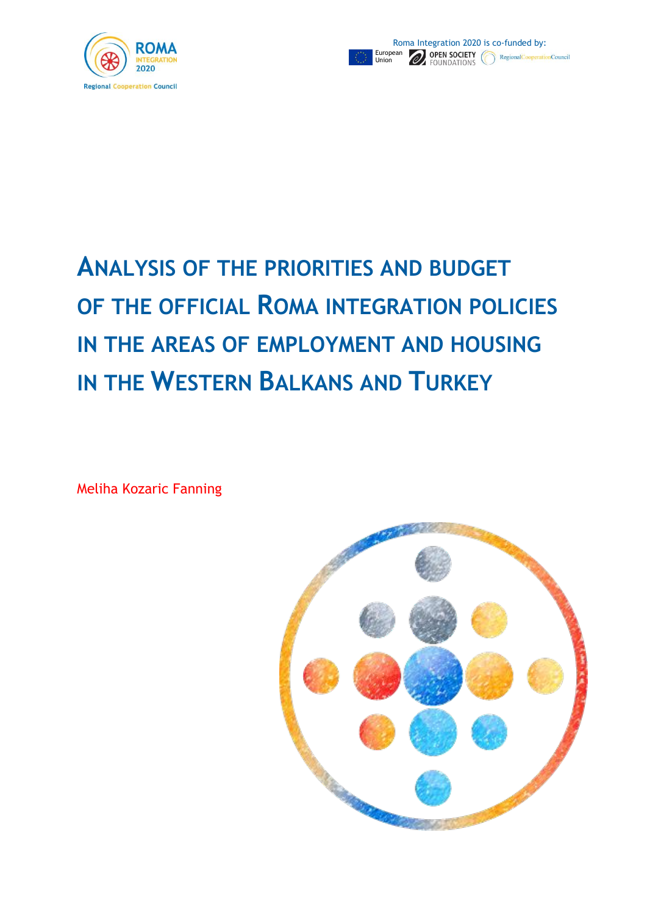Roma Integration 2020 is co-funded by: European Union, Open Society Foundations, Regional Cooperation Council

# Analysis of the priorities and budget of the official Roma integration policies in the areas of employment and housing in the Western Balkans and Turkey

Meliha Kozaric Fanning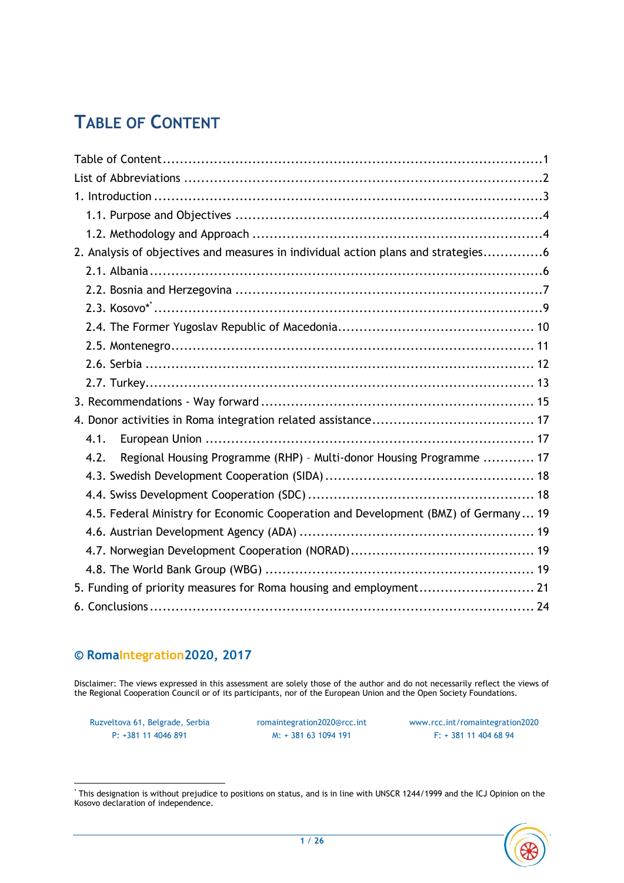# Table of Content

Table of Content ........................................................................................1
List of Abbreviations ...................................................................................2
1. Introduction ..........................................................................................3
   1.1. Purpose and Objectives .....................................................................4
   1.2. Methodology and Approach ..................................................................4
2. Analysis of objectives and measures in individual action plans and strategies..............6
   2.1. Albania ..........................................................................................6
   2.2. Bosnia and Herzegovina .....................................................................7
   2.3. Kosovo* ..........................................................................................9
   2.4. The Former Yugoslav Republic of Macedonia............................................ 10
   2.5. Montenegro...................................................................................... 11
   2.6. Serbia ........................................................................................... 12
   2.7. Turkey........................................................................................... 13
3. Recommendations - Way forward ............................................................... 15
4. Donor activities in Roma integration related assistance...................................... 17
   4.1. European Union ............................................................................ 17
   4.2. Regional Housing Programme (RHP) – Multi-donor Housing Programme ............ 17
   4.3. Swedish Development Cooperation (SIDA) ................................................ 18
   4.4. Swiss Development Cooperation (SDC) .................................................... 18
   4.5. Federal Ministry for Economic Cooperation and Development (BMZ) of Germany ... 19
   4.6. Austrian Development Agency (ADA) ...................................................... 19
   4.7. Norwegian Development Cooperation (NORAD).......................................... 19
   4.8. The World Bank Group (WBG) .............................................................. 19
5. Funding of priority measures for Roma housing and employment........................... 21
6. Conclusions ......................................................................................... 24

**© RomaIntegration2020, 2017**

Disclaimer: The views expressed in this assessment are solely those of the author and do not necessarily reflect the views of the Regional Cooperation Council or of its participants, nor of the European Union and the Open Society Foundations.

Ruzveltova 61, Belgrade, Serbia
P: +381 11 4046 891

romaintegration2020@rcc.int
M: + 381 63 1094 191

www.rcc.int/romaintegration2020
F: + 381 11 404 68 94

* This designation is without prejudice to positions on status, and is in line with UNSCR 1244/1999 and the ICJ Opinion on the Kosovo declaration of independence.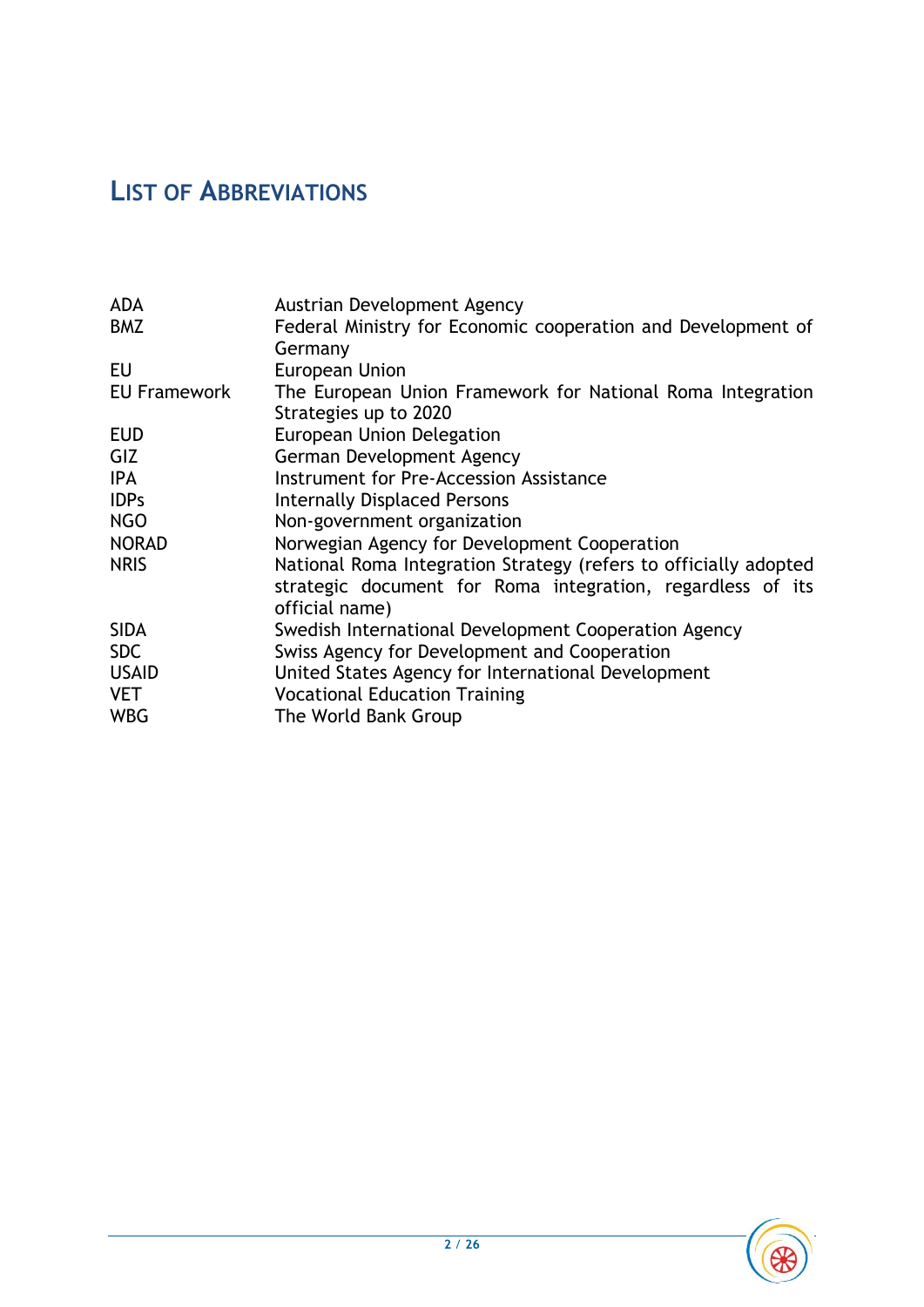# List of Abbreviations

| | |
|---|---|
| ADA | Austrian Development Agency |
| BMZ | Federal Ministry for Economic cooperation and Development of Germany |
| EU | European Union |
| EU Framework | The European Union Framework for National Roma Integration Strategies up to 2020 |
| EUD | European Union Delegation |
| GIZ | German Development Agency |
| IPA | Instrument for Pre-Accession Assistance |
| IDPs | Internally Displaced Persons |
| NGO | Non-government organization |
| NORAD | Norwegian Agency for Development Cooperation |
| NRIS | National Roma Integration Strategy (refers to officially adopted strategic document for Roma integration, regardless of its official name) |
| SIDA | Swedish International Development Cooperation Agency |
| SDC | Swiss Agency for Development and Cooperation |
| USAID | United States Agency for International Development |
| VET | Vocational Education Training |
| WBG | The World Bank Group |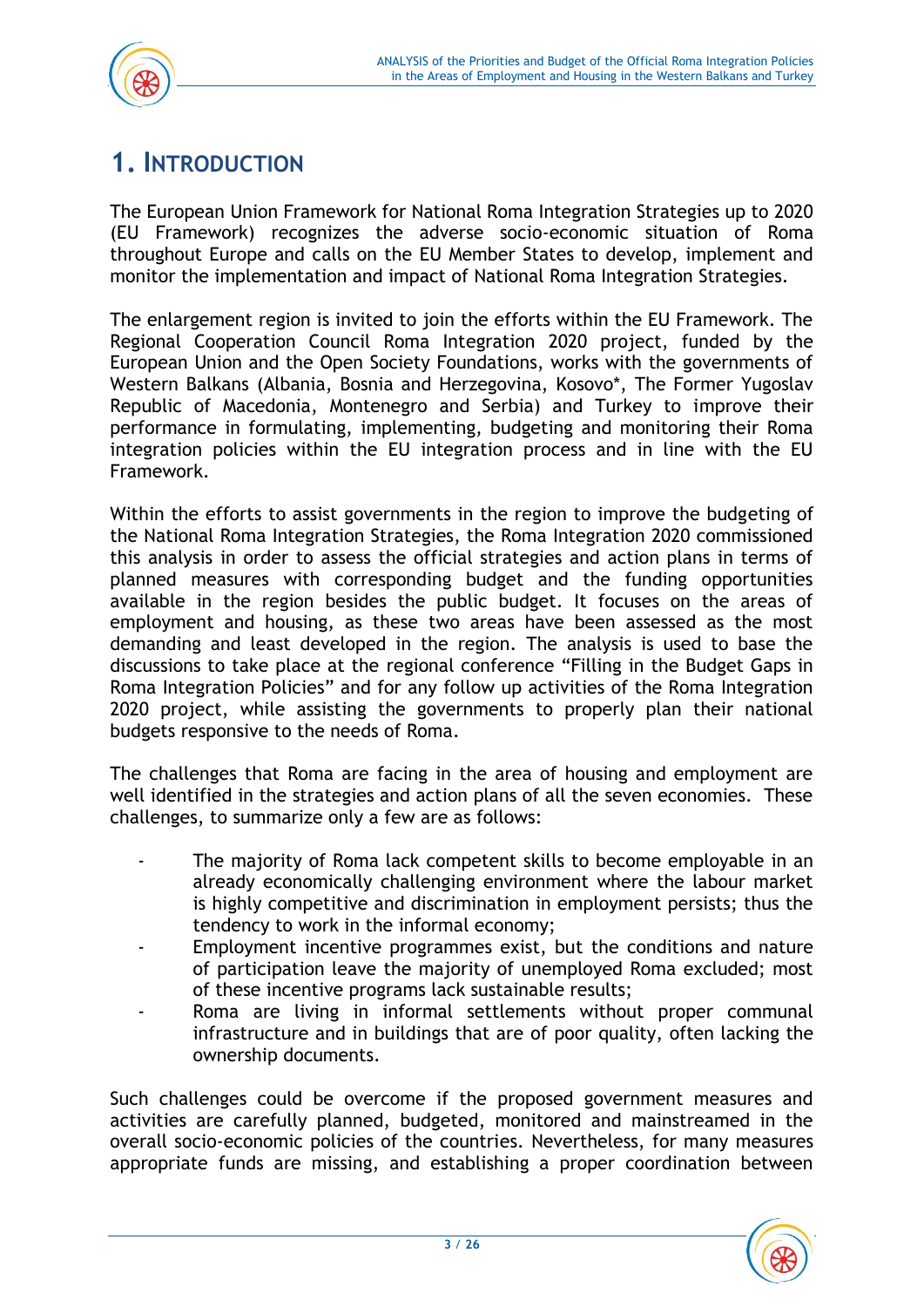# 1. INTRODUCTION

The European Union Framework for National Roma Integration Strategies up to 2020 (EU Framework) recognizes the adverse socio-economic situation of Roma throughout Europe and calls on the EU Member States to develop, implement and monitor the implementation and impact of National Roma Integration Strategies.

The enlargement region is invited to join the efforts within the EU Framework. The Regional Cooperation Council Roma Integration 2020 project, funded by the European Union and the Open Society Foundations, works with the governments of Western Balkans (Albania, Bosnia and Herzegovina, Kosovo*, The Former Yugoslav Republic of Macedonia, Montenegro and Serbia) and Turkey to improve their performance in formulating, implementing, budgeting and monitoring their Roma integration policies within the EU integration process and in line with the EU Framework.

Within the efforts to assist governments in the region to improve the budgeting of the National Roma Integration Strategies, the Roma Integration 2020 commissioned this analysis in order to assess the official strategies and action plans in terms of planned measures with corresponding budget and the funding opportunities available in the region besides the public budget. It focuses on the areas of employment and housing, as these two areas have been assessed as the most demanding and least developed in the region. The analysis is used to base the discussions to take place at the regional conference "Filling in the Budget Gaps in Roma Integration Policies" and for any follow up activities of the Roma Integration 2020 project, while assisting the governments to properly plan their national budgets responsive to the needs of Roma.

The challenges that Roma are facing in the area of housing and employment are well identified in the strategies and action plans of all the seven economies. These challenges, to summarize only a few are as follows:

- The majority of Roma lack competent skills to become employable in an already economically challenging environment where the labour market is highly competitive and discrimination in employment persists; thus the tendency to work in the informal economy;
- Employment incentive programmes exist, but the conditions and nature of participation leave the majority of unemployed Roma excluded; most of these incentive programs lack sustainable results;
- Roma are living in informal settlements without proper communal infrastructure and in buildings that are of poor quality, often lacking the ownership documents.

Such challenges could be overcome if the proposed government measures and activities are carefully planned, budgeted, monitored and mainstreamed in the overall socio-economic policies of the countries. Nevertheless, for many measures appropriate funds are missing, and establishing a proper coordination between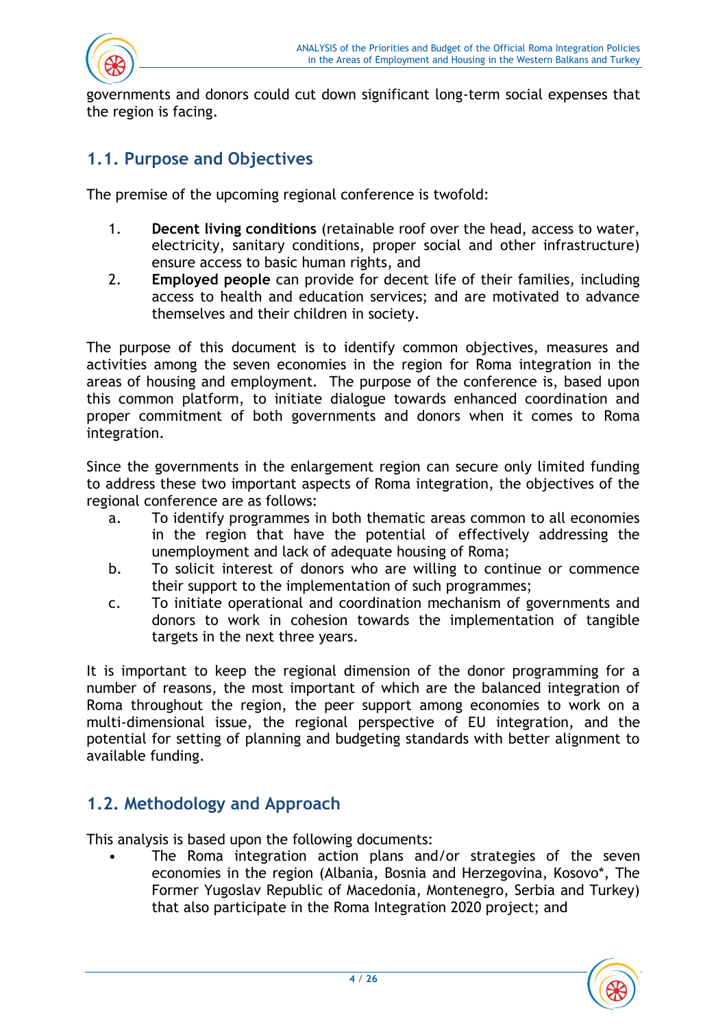governments and donors could cut down significant long-term social expenses that the region is facing.

## 1.1. Purpose and Objectives

The premise of the upcoming regional conference is twofold:

1. **Decent living conditions** (retainable roof over the head, access to water, electricity, sanitary conditions, proper social and other infrastructure) ensure access to basic human rights, and
2. **Employed people** can provide for decent life of their families, including access to health and education services; and are motivated to advance themselves and their children in society.

The purpose of this document is to identify common objectives, measures and activities among the seven economies in the region for Roma integration in the areas of housing and employment. The purpose of the conference is, based upon this common platform, to initiate dialogue towards enhanced coordination and proper commitment of both governments and donors when it comes to Roma integration.

Since the governments in the enlargement region can secure only limited funding to address these two important aspects of Roma integration, the objectives of the regional conference are as follows:

a. To identify programmes in both thematic areas common to all economies in the region that have the potential of effectively addressing the unemployment and lack of adequate housing of Roma;
b. To solicit interest of donors who are willing to continue or commence their support to the implementation of such programmes;
c. To initiate operational and coordination mechanism of governments and donors to work in cohesion towards the implementation of tangible targets in the next three years.

It is important to keep the regional dimension of the donor programming for a number of reasons, the most important of which are the balanced integration of Roma throughout the region, the peer support among economies to work on a multi-dimensional issue, the regional perspective of EU integration, and the potential for setting of planning and budgeting standards with better alignment to available funding.

## 1.2. Methodology and Approach

This analysis is based upon the following documents:

- The Roma integration action plans and/or strategies of the seven economies in the region (Albania, Bosnia and Herzegovina, Kosovo*, The Former Yugoslav Republic of Macedonia, Montenegro, Serbia and Turkey) that also participate in the Roma Integration 2020 project; and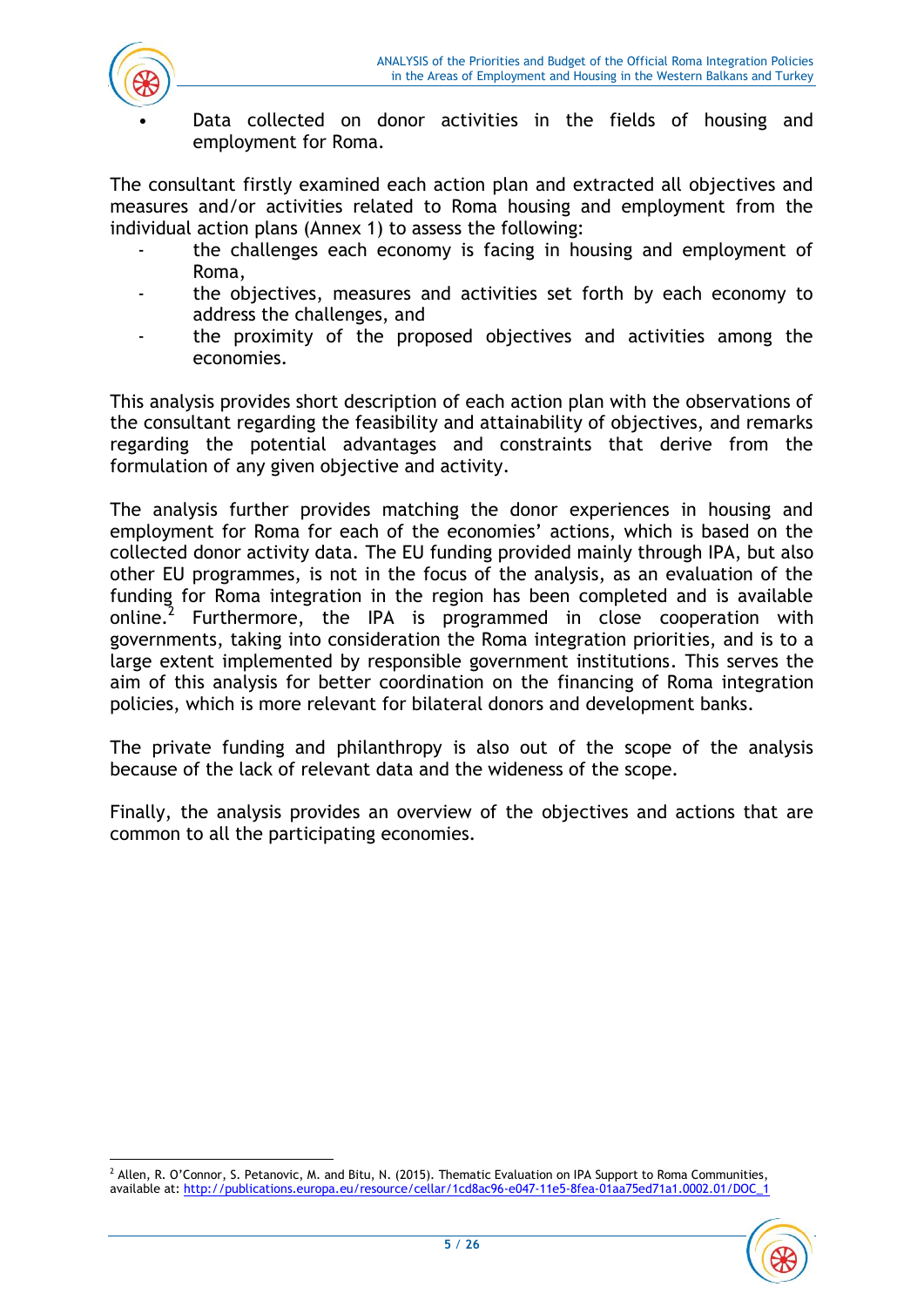- Data collected on donor activities in the fields of housing and employment for Roma.

The consultant firstly examined each action plan and extracted all objectives and measures and/or activities related to Roma housing and employment from the individual action plans (Annex 1) to assess the following:

- the challenges each economy is facing in housing and employment of Roma,
- the objectives, measures and activities set forth by each economy to address the challenges, and
- the proximity of the proposed objectives and activities among the economies.

This analysis provides short description of each action plan with the observations of the consultant regarding the feasibility and attainability of objectives, and remarks regarding the potential advantages and constraints that derive from the formulation of any given objective and activity.

The analysis further provides matching the donor experiences in housing and employment for Roma for each of the economies' actions, which is based on the collected donor activity data. The EU funding provided mainly through IPA, but also other EU programmes, is not in the focus of the analysis, as an evaluation of the funding for Roma integration in the region has been completed and is available online.[2] Furthermore, the IPA is programmed in close cooperation with governments, taking into consideration the Roma integration priorities, and is to a large extent implemented by responsible government institutions. This serves the aim of this analysis for better coordination on the financing of Roma integration policies, which is more relevant for bilateral donors and development banks.

The private funding and philanthropy is also out of the scope of the analysis because of the lack of relevant data and the wideness of the scope.

Finally, the analysis provides an overview of the objectives and actions that are common to all the participating economies.

---

[2] Allen, R. O'Connor, S. Petanovic, M. and Bitu, N. (2015). Thematic Evaluation on IPA Support to Roma Communities, available at: http://publications.europa.eu/resource/cellar/1cd8ac96-e047-11e5-8fea-01aa75ed71a1.0002.01/DOC_1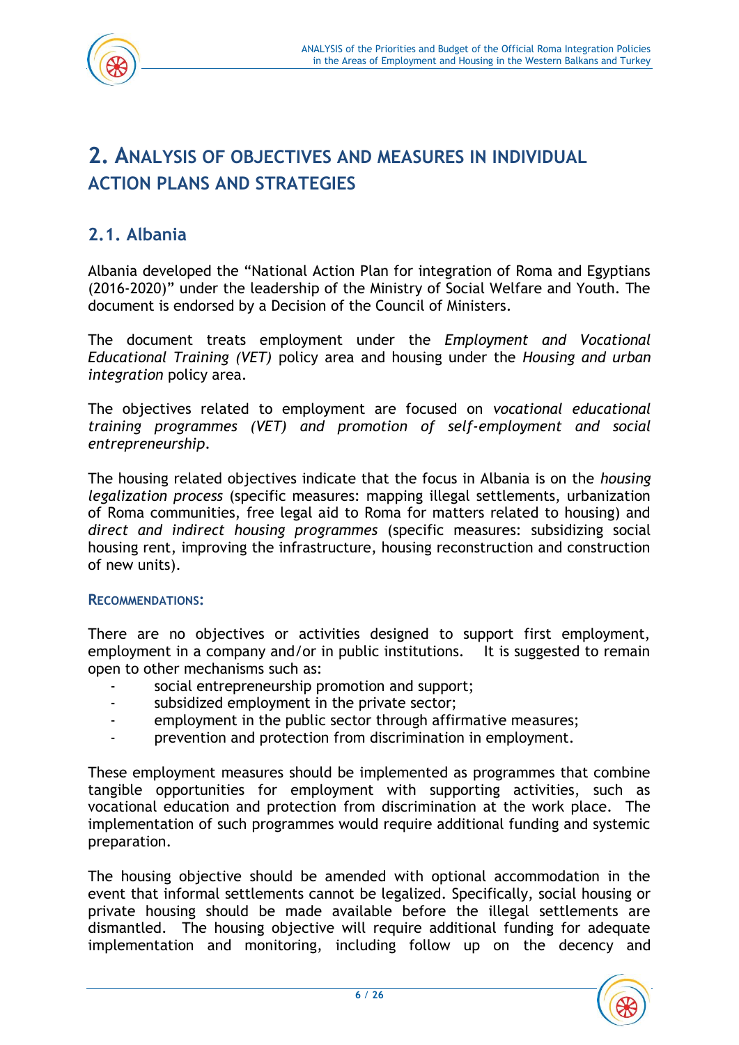# 2. Analysis of Objectives and Measures in Individual Action Plans and Strategies

## 2.1. Albania

Albania developed the "National Action Plan for integration of Roma and Egyptians (2016-2020)" under the leadership of the Ministry of Social Welfare and Youth. The document is endorsed by a Decision of the Council of Ministers.

The document treats employment under the *Employment and Vocational Educational Training (VET)* policy area and housing under the *Housing and urban integration* policy area.

The objectives related to employment are focused on *vocational educational training programmes (VET) and promotion of self-employment and social entrepreneurship*.

The housing related objectives indicate that the focus in Albania is on the *housing legalization process* (specific measures: mapping illegal settlements, urbanization of Roma communities, free legal aid to Roma for matters related to housing) and *direct and indirect housing programmes* (specific measures: subsidizing social housing rent, improving the infrastructure, housing reconstruction and construction of new units).

### Recommendations:

There are no objectives or activities designed to support first employment, employment in a company and/or in public institutions. It is suggested to remain open to other mechanisms such as:

- social entrepreneurship promotion and support;
- subsidized employment in the private sector;
- employment in the public sector through affirmative measures;
- prevention and protection from discrimination in employment.

These employment measures should be implemented as programmes that combine tangible opportunities for employment with supporting activities, such as vocational education and protection from discrimination at the work place. The implementation of such programmes would require additional funding and systemic preparation.

The housing objective should be amended with optional accommodation in the event that informal settlements cannot be legalized. Specifically, social housing or private housing should be made available before the illegal settlements are dismantled. The housing objective will require additional funding for adequate implementation and monitoring, including follow up on the decency and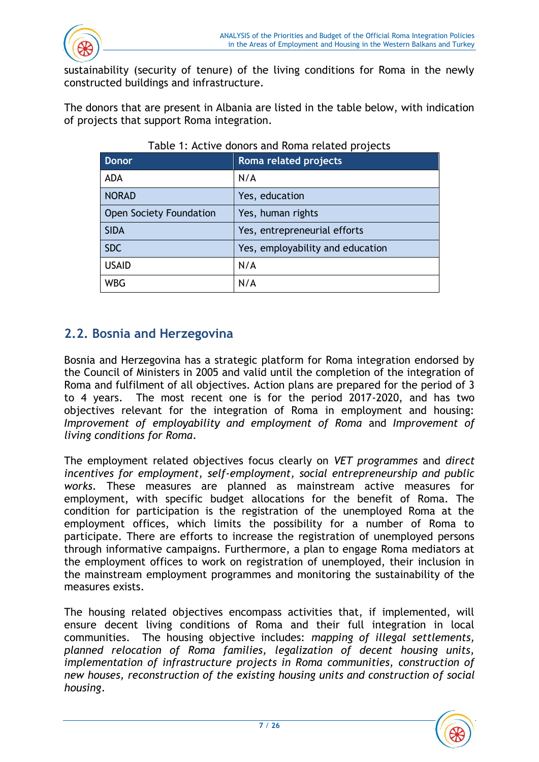sustainability (security of tenure) of the living conditions for Roma in the newly constructed buildings and infrastructure.

The donors that are present in Albania are listed in the table below, with indication of projects that support Roma integration.

Table 1: Active donors and Roma related projects

| Donor | Roma related projects |
|---|---|
| ADA | N/A |
| NORAD | Yes, education |
| Open Society Foundation | Yes, human rights |
| SIDA | Yes, entrepreneurial efforts |
| SDC | Yes, employability and education |
| USAID | N/A |
| WBG | N/A |

## 2.2. Bosnia and Herzegovina

Bosnia and Herzegovina has a strategic platform for Roma integration endorsed by the Council of Ministers in 2005 and valid until the completion of the integration of Roma and fulfilment of all objectives. Action plans are prepared for the period of 3 to 4 years. The most recent one is for the period 2017-2020, and has two objectives relevant for the integration of Roma in employment and housing: *Improvement of employability and employment of Roma* and *Improvement of living conditions for Roma*.

The employment related objectives focus clearly on *VET programmes* and *direct incentives for employment, self-employment, social entrepreneurship and public works*. These measures are planned as mainstream active measures for employment, with specific budget allocations for the benefit of Roma. The condition for participation is the registration of the unemployed Roma at the employment offices, which limits the possibility for a number of Roma to participate. There are efforts to increase the registration of unemployed persons through informative campaigns. Furthermore, a plan to engage Roma mediators at the employment offices to work on registration of unemployed, their inclusion in the mainstream employment programmes and monitoring the sustainability of the measures exists.

The housing related objectives encompass activities that, if implemented, will ensure decent living conditions of Roma and their full integration in local communities. The housing objective includes: *mapping of illegal settlements, planned relocation of Roma families, legalization of decent housing units, implementation of infrastructure projects in Roma communities, construction of new houses, reconstruction of the existing housing units and construction of social housing*.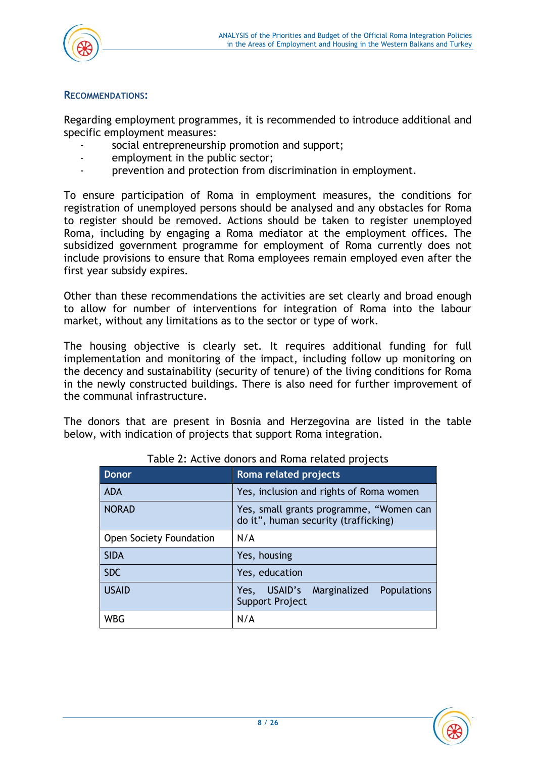### RECOMMENDATIONS:

Regarding employment programmes, it is recommended to introduce additional and specific employment measures:

- social entrepreneurship promotion and support;
- employment in the public sector;
- prevention and protection from discrimination in employment.

To ensure participation of Roma in employment measures, the conditions for registration of unemployed persons should be analysed and any obstacles for Roma to register should be removed. Actions should be taken to register unemployed Roma, including by engaging a Roma mediator at the employment offices. The subsidized government programme for employment of Roma currently does not include provisions to ensure that Roma employees remain employed even after the first year subsidy expires.

Other than these recommendations the activities are set clearly and broad enough to allow for number of interventions for integration of Roma into the labour market, without any limitations as to the sector or type of work.

The housing objective is clearly set. It requires additional funding for full implementation and monitoring of the impact, including follow up monitoring on the decency and sustainability (security of tenure) of the living conditions for Roma in the newly constructed buildings. There is also need for further improvement of the communal infrastructure.

The donors that are present in Bosnia and Herzegovina are listed in the table below, with indication of projects that support Roma integration.

Table 2: Active donors and Roma related projects

| Donor | Roma related projects |
|---|---|
| ADA | Yes, inclusion and rights of Roma women |
| NORAD | Yes, small grants programme, "Women can do it", human security (trafficking) |
| Open Society Foundation | N/A |
| SIDA | Yes, housing |
| SDC | Yes, education |
| USAID | Yes, USAID's Marginalized Populations Support Project |
| WBG | N/A |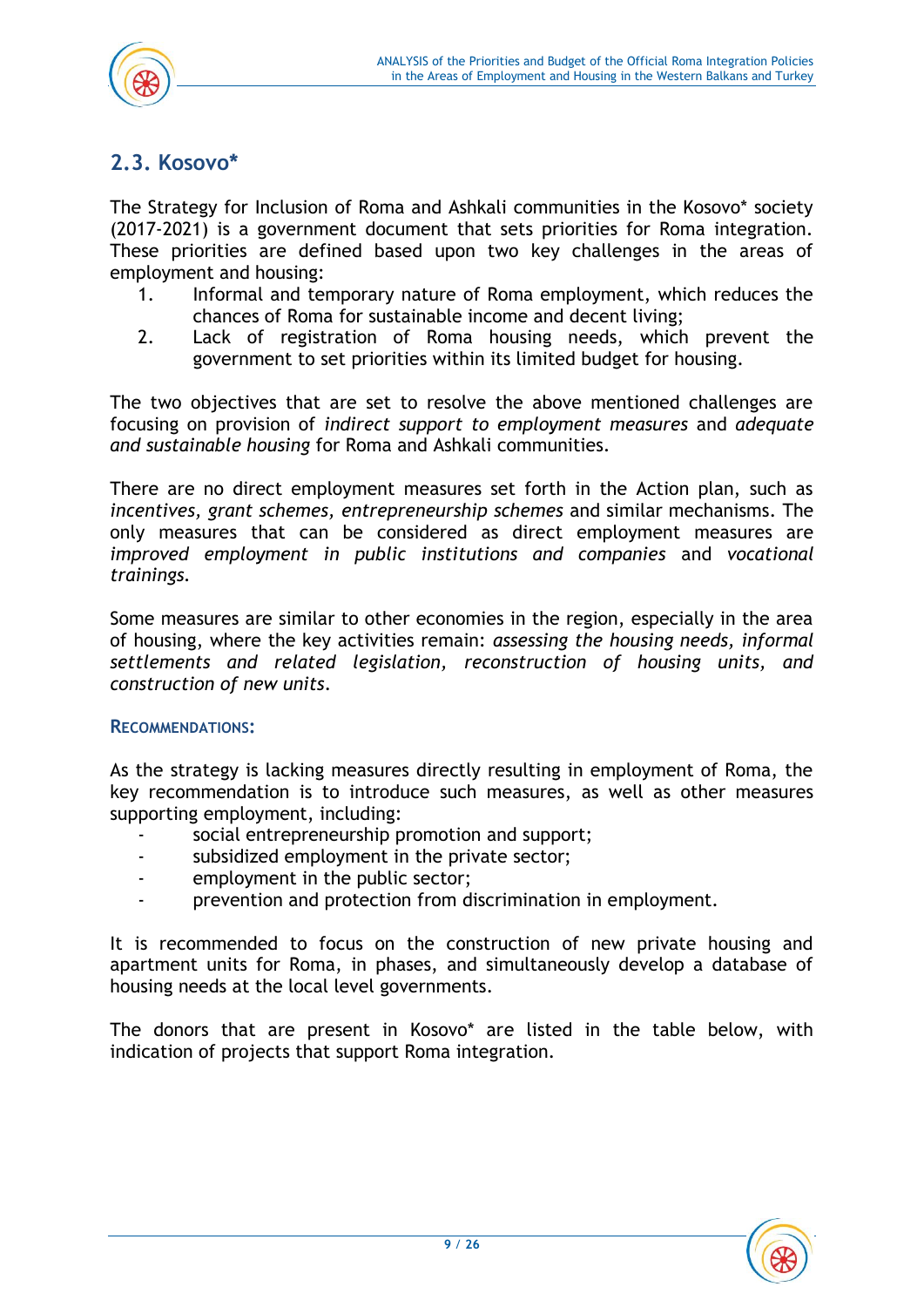## 2.3. Kosovo*

The Strategy for Inclusion of Roma and Ashkali communities in the Kosovo* society (2017-2021) is a government document that sets priorities for Roma integration. These priorities are defined based upon two key challenges in the areas of employment and housing:

1. Informal and temporary nature of Roma employment, which reduces the chances of Roma for sustainable income and decent living;
2. Lack of registration of Roma housing needs, which prevent the government to set priorities within its limited budget for housing.

The two objectives that are set to resolve the above mentioned challenges are focusing on provision of *indirect support to employment measures* and *adequate and sustainable housing* for Roma and Ashkali communities.

There are no direct employment measures set forth in the Action plan, such as *incentives, grant schemes, entrepreneurship schemes* and similar mechanisms. The only measures that can be considered as direct employment measures are *improved employment in public institutions and companies* and *vocational trainings*.

Some measures are similar to other economies in the region, especially in the area of housing, where the key activities remain: *assessing the housing needs, informal settlements and related legislation, reconstruction of housing units, and construction of new units*.

**RECOMMENDATIONS:**

As the strategy is lacking measures directly resulting in employment of Roma, the key recommendation is to introduce such measures, as well as other measures supporting employment, including:

- social entrepreneurship promotion and support;
- subsidized employment in the private sector;
- employment in the public sector;
- prevention and protection from discrimination in employment.

It is recommended to focus on the construction of new private housing and apartment units for Roma, in phases, and simultaneously develop a database of housing needs at the local level governments.

The donors that are present in Kosovo* are listed in the table below, with indication of projects that support Roma integration.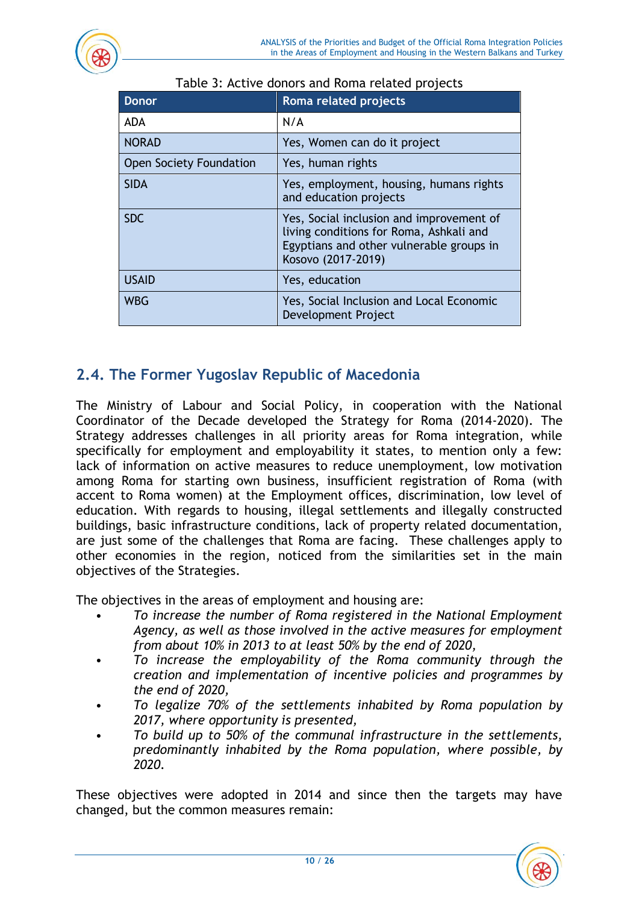Table 3: Active donors and Roma related projects

| Donor | Roma related projects |
| --- | --- |
| ADA | N/A |
| NORAD | Yes, Women can do it project |
| Open Society Foundation | Yes, human rights |
| SIDA | Yes, employment, housing, humans rights and education projects |
| SDC | Yes, Social inclusion and improvement of living conditions for Roma, Ashkali and Egyptians and other vulnerable groups in Kosovo (2017-2019) |
| USAID | Yes, education |
| WBG | Yes, Social Inclusion and Local Economic Development Project |

## 2.4. The Former Yugoslav Republic of Macedonia

The Ministry of Labour and Social Policy, in cooperation with the National Coordinator of the Decade developed the Strategy for Roma (2014-2020). The Strategy addresses challenges in all priority areas for Roma integration, while specifically for employment and employability it states, to mention only a few: lack of information on active measures to reduce unemployment, low motivation among Roma for starting own business, insufficient registration of Roma (with accent to Roma women) at the Employment offices, discrimination, low level of education. With regards to housing, illegal settlements and illegally constructed buildings, basic infrastructure conditions, lack of property related documentation, are just some of the challenges that Roma are facing. These challenges apply to other economies in the region, noticed from the similarities set in the main objectives of the Strategies.

The objectives in the areas of employment and housing are:

- *To increase the number of Roma registered in the National Employment Agency, as well as those involved in the active measures for employment from about 10% in 2013 to at least 50% by the end of 2020,*
- *To increase the employability of the Roma community through the creation and implementation of incentive policies and programmes by the end of 2020,*
- *To legalize 70% of the settlements inhabited by Roma population by 2017, where opportunity is presented,*
- *To build up to 50% of the communal infrastructure in the settlements, predominantly inhabited by the Roma population, where possible, by 2020.*

These objectives were adopted in 2014 and since then the targets may have changed, but the common measures remain: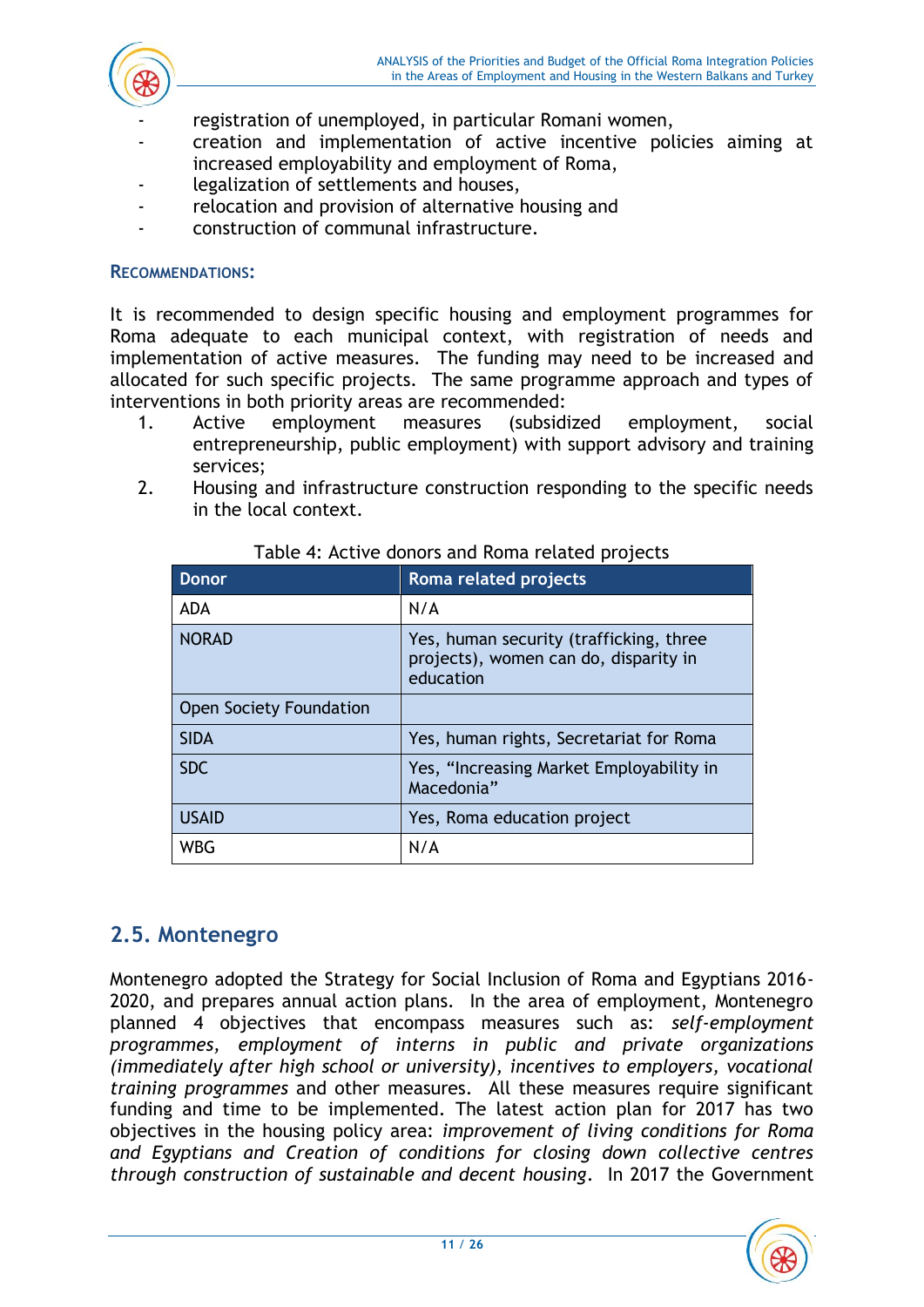- registration of unemployed, in particular Romani women,
- creation and implementation of active incentive policies aiming at increased employability and employment of Roma,
- legalization of settlements and houses,
- relocation and provision of alternative housing and
- construction of communal infrastructure.

**RECOMMENDATIONS:**

It is recommended to design specific housing and employment programmes for Roma adequate to each municipal context, with registration of needs and implementation of active measures. The funding may need to be increased and allocated for such specific projects. The same programme approach and types of interventions in both priority areas are recommended:

1. Active employment measures (subsidized employment, social entrepreneurship, public employment) with support advisory and training services;
2. Housing and infrastructure construction responding to the specific needs in the local context.

Table 4: Active donors and Roma related projects

| Donor | Roma related projects |
| --- | --- |
| ADA | N/A |
| NORAD | Yes, human security (trafficking, three projects), women can do, disparity in education |
| Open Society Foundation | |
| SIDA | Yes, human rights, Secretariat for Roma |
| SDC | Yes, "Increasing Market Employability in Macedonia" |
| USAID | Yes, Roma education project |
| WBG | N/A |

## 2.5. Montenegro

Montenegro adopted the Strategy for Social Inclusion of Roma and Egyptians 2016-2020, and prepares annual action plans. In the area of employment, Montenegro planned 4 objectives that encompass measures such as: *self-employment programmes, employment of interns in public and private organizations (immediately after high school or university), incentives to employers, vocational training programmes* and other measures. All these measures require significant funding and time to be implemented. The latest action plan for 2017 has two objectives in the housing policy area: *improvement of living conditions for Roma and Egyptians and Creation of conditions for closing down collective centres through construction of sustainable and decent housing*. In 2017 the Government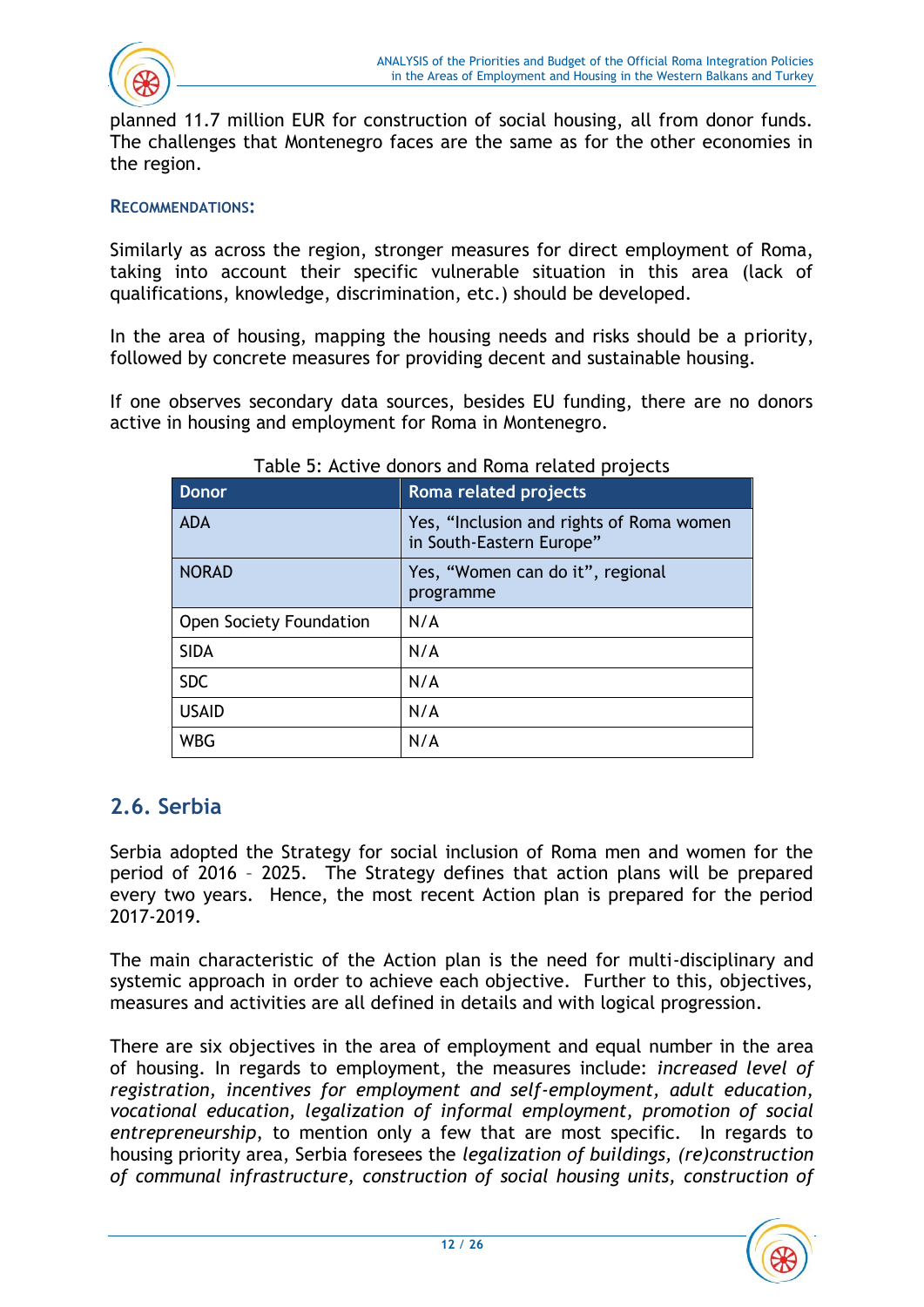planned 11.7 million EUR for construction of social housing, all from donor funds. The challenges that Montenegro faces are the same as for the other economies in the region.

**RECOMMENDATIONS:**

Similarly as across the region, stronger measures for direct employment of Roma, taking into account their specific vulnerable situation in this area (lack of qualifications, knowledge, discrimination, etc.) should be developed.

In the area of housing, mapping the housing needs and risks should be a priority, followed by concrete measures for providing decent and sustainable housing.

If one observes secondary data sources, besides EU funding, there are no donors active in housing and employment for Roma in Montenegro.

Table 5: Active donors and Roma related projects

| Donor | Roma related projects |
|---|---|
| ADA | Yes, "Inclusion and rights of Roma women in South-Eastern Europe" |
| NORAD | Yes, "Women can do it", regional programme |
| Open Society Foundation | N/A |
| SIDA | N/A |
| SDC | N/A |
| USAID | N/A |
| WBG | N/A |

## 2.6. Serbia

Serbia adopted the Strategy for social inclusion of Roma men and women for the period of 2016 – 2025. The Strategy defines that action plans will be prepared every two years. Hence, the most recent Action plan is prepared for the period 2017-2019.

The main characteristic of the Action plan is the need for multi-disciplinary and systemic approach in order to achieve each objective. Further to this, objectives, measures and activities are all defined in details and with logical progression.

There are six objectives in the area of employment and equal number in the area of housing. In regards to employment, the measures include: *increased level of registration, incentives for employment and self-employment, adult education, vocational education, legalization of informal employment, promotion of social entrepreneurship*, to mention only a few that are most specific. In regards to housing priority area, Serbia foresees the *legalization of buildings, (re)construction of communal infrastructure, construction of social housing units, construction of*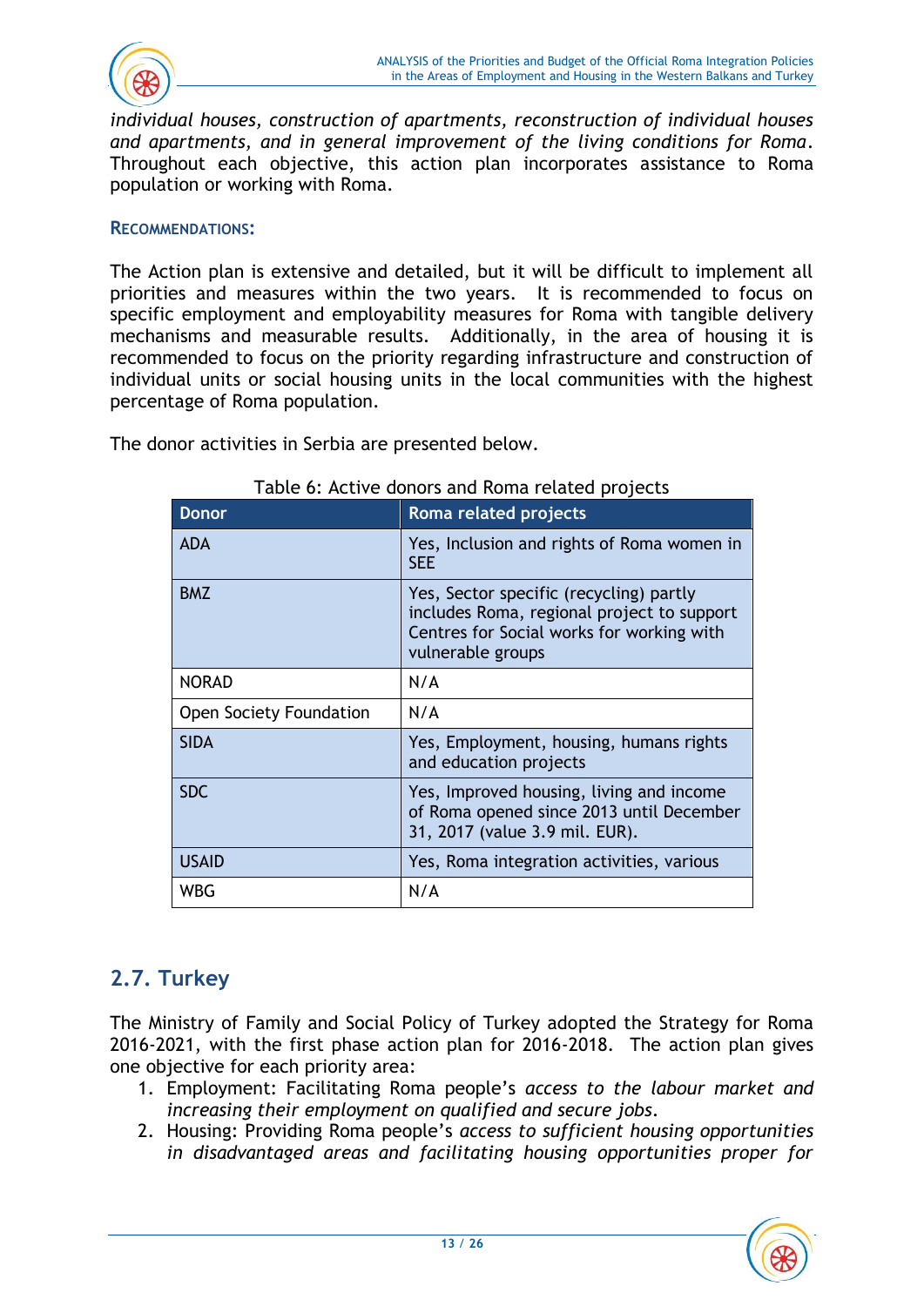*individual houses, construction of apartments, reconstruction of individual houses and apartments, and in general improvement of the living conditions for Roma*. Throughout each objective, this action plan incorporates assistance to Roma population or working with Roma.

#### RECOMMENDATIONS:

The Action plan is extensive and detailed, but it will be difficult to implement all priorities and measures within the two years. It is recommended to focus on specific employment and employability measures for Roma with tangible delivery mechanisms and measurable results. Additionally, in the area of housing it is recommended to focus on the priority regarding infrastructure and construction of individual units or social housing units in the local communities with the highest percentage of Roma population.

The donor activities in Serbia are presented below.

Table 6: Active donors and Roma related projects

| Donor | Roma related projects |
|---|---|
| ADA | Yes, Inclusion and rights of Roma women in SEE |
| BMZ | Yes, Sector specific (recycling) partly includes Roma, regional project to support Centres for Social works for working with vulnerable groups |
| NORAD | N/A |
| Open Society Foundation | N/A |
| SIDA | Yes, Employment, housing, humans rights and education projects |
| SDC | Yes, Improved housing, living and income of Roma opened since 2013 until December 31, 2017 (value 3.9 mil. EUR). |
| USAID | Yes, Roma integration activities, various |
| WBG | N/A |

## 2.7. Turkey

The Ministry of Family and Social Policy of Turkey adopted the Strategy for Roma 2016-2021, with the first phase action plan for 2016-2018. The action plan gives one objective for each priority area:

1. Employment: Facilitating Roma people's *access to the labour market and increasing their employment on qualified and secure jobs*.
2. Housing: Providing Roma people's *access to sufficient housing opportunities in disadvantaged areas and facilitating housing opportunities proper for*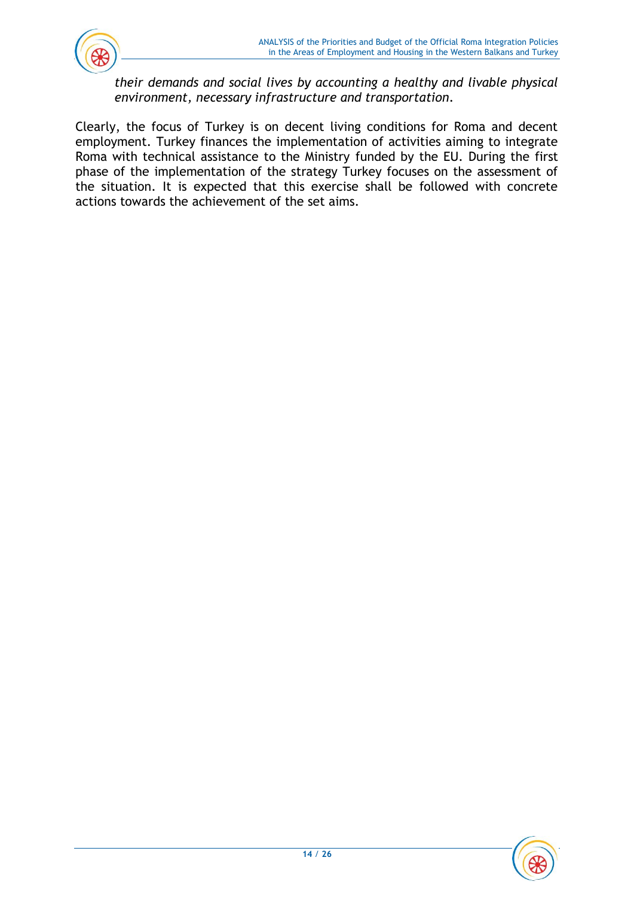*their demands and social lives by accounting a healthy and livable physical environment, necessary infrastructure and transportation.*

Clearly, the focus of Turkey is on decent living conditions for Roma and decent employment. Turkey finances the implementation of activities aiming to integrate Roma with technical assistance to the Ministry funded by the EU. During the first phase of the implementation of the strategy Turkey focuses on the assessment of the situation. It is expected that this exercise shall be followed with concrete actions towards the achievement of the set aims.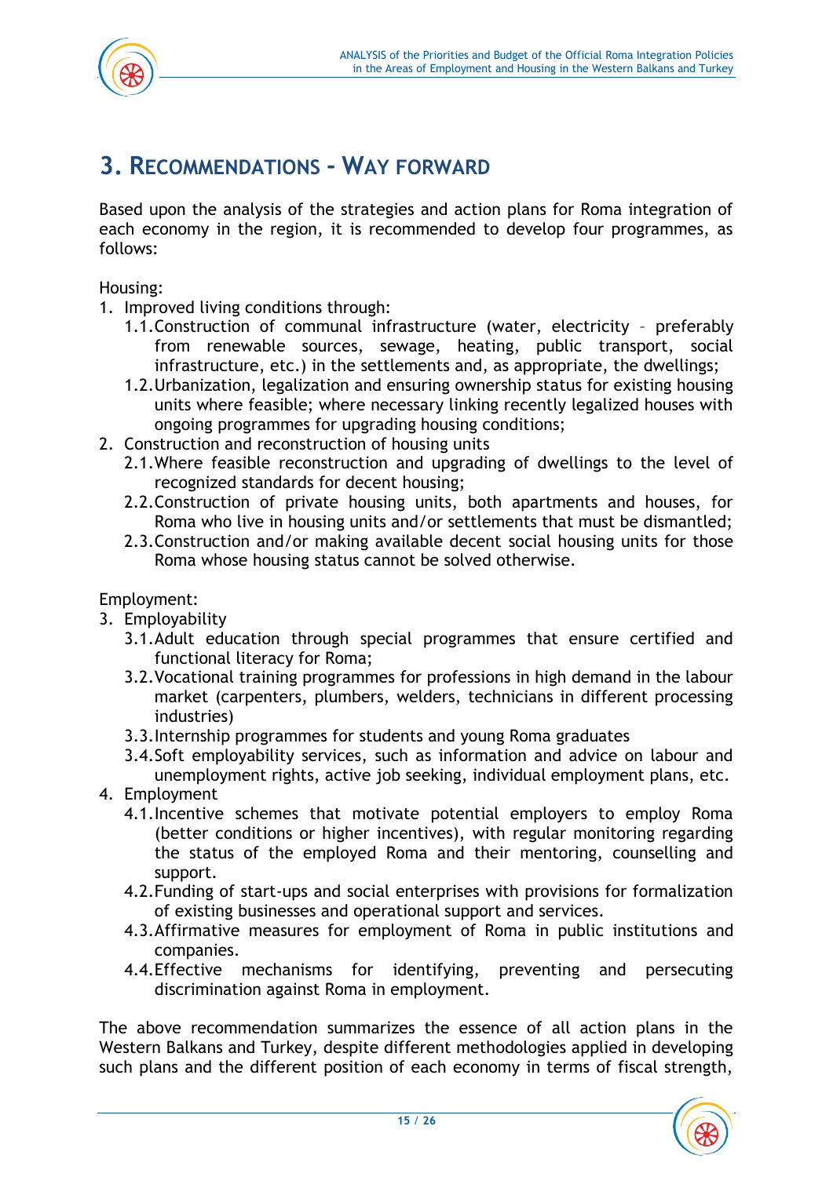# 3. Recommendations - Way forward

Based upon the analysis of the strategies and action plans for Roma integration of each economy in the region, it is recommended to develop four programmes, as follows:

Housing:

1. Improved living conditions through:
   1.1. Construction of communal infrastructure (water, electricity – preferably from renewable sources, sewage, heating, public transport, social infrastructure, etc.) in the settlements and, as appropriate, the dwellings;
   1.2. Urbanization, legalization and ensuring ownership status for existing housing units where feasible; where necessary linking recently legalized houses with ongoing programmes for upgrading housing conditions;
2. Construction and reconstruction of housing units
   2.1. Where feasible reconstruction and upgrading of dwellings to the level of recognized standards for decent housing;
   2.2. Construction of private housing units, both apartments and houses, for Roma who live in housing units and/or settlements that must be dismantled;
   2.3. Construction and/or making available decent social housing units for those Roma whose housing status cannot be solved otherwise.

Employment:

3. Employability
   3.1. Adult education through special programmes that ensure certified and functional literacy for Roma;
   3.2. Vocational training programmes for professions in high demand in the labour market (carpenters, plumbers, welders, technicians in different processing industries)
   3.3. Internship programmes for students and young Roma graduates
   3.4. Soft employability services, such as information and advice on labour and unemployment rights, active job seeking, individual employment plans, etc.
4. Employment
   4.1. Incentive schemes that motivate potential employers to employ Roma (better conditions or higher incentives), with regular monitoring regarding the status of the employed Roma and their mentoring, counselling and support.
   4.2. Funding of start-ups and social enterprises with provisions for formalization of existing businesses and operational support and services.
   4.3. Affirmative measures for employment of Roma in public institutions and companies.
   4.4. Effective mechanisms for identifying, preventing and persecuting discrimination against Roma in employment.

The above recommendation summarizes the essence of all action plans in the Western Balkans and Turkey, despite different methodologies applied in developing such plans and the different position of each economy in terms of fiscal strength,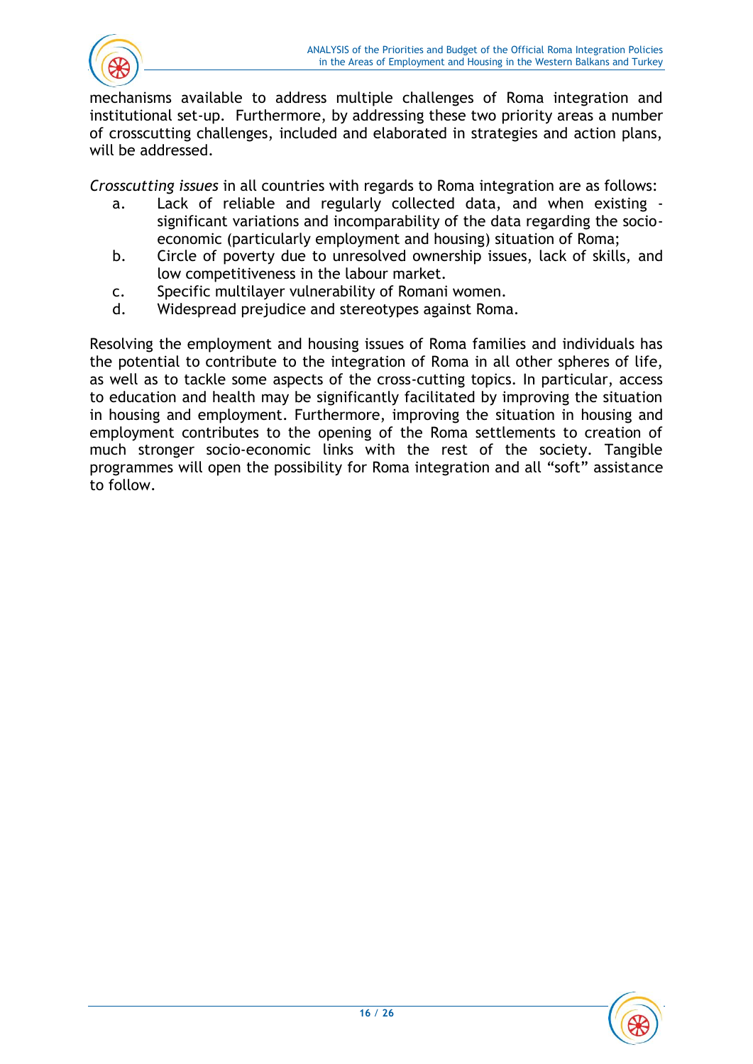mechanisms available to address multiple challenges of Roma integration and institutional set-up. Furthermore, by addressing these two priority areas a number of crosscutting challenges, included and elaborated in strategies and action plans, will be addressed.

*Crosscutting issues* in all countries with regards to Roma integration are as follows:

a. Lack of reliable and regularly collected data, and when existing - significant variations and incomparability of the data regarding the socio-economic (particularly employment and housing) situation of Roma;
b. Circle of poverty due to unresolved ownership issues, lack of skills, and low competitiveness in the labour market.
c. Specific multilayer vulnerability of Romani women.
d. Widespread prejudice and stereotypes against Roma.

Resolving the employment and housing issues of Roma families and individuals has the potential to contribute to the integration of Roma in all other spheres of life, as well as to tackle some aspects of the cross-cutting topics. In particular, access to education and health may be significantly facilitated by improving the situation in housing and employment. Furthermore, improving the situation in housing and employment contributes to the opening of the Roma settlements to creation of much stronger socio-economic links with the rest of the society. Tangible programmes will open the possibility for Roma integration and all "soft" assistance to follow.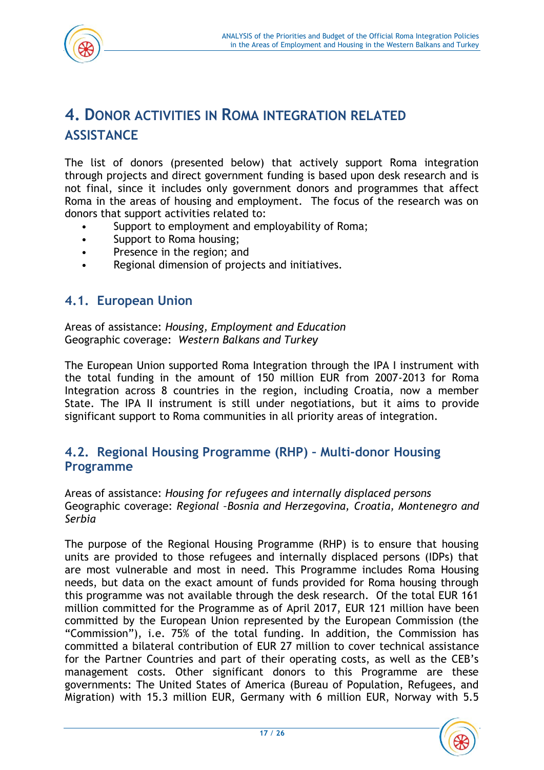# 4. Donor activities in Roma integration related assistance

The list of donors (presented below) that actively support Roma integration through projects and direct government funding is based upon desk research and is not final, since it includes only government donors and programmes that affect Roma in the areas of housing and employment. The focus of the research was on donors that support activities related to:

- Support to employment and employability of Roma;
- Support to Roma housing;
- Presence in the region; and
- Regional dimension of projects and initiatives.

## 4.1. European Union

Areas of assistance: *Housing, Employment and Education*
Geographic coverage: *Western Balkans and Turkey*

The European Union supported Roma Integration through the IPA I instrument with the total funding in the amount of 150 million EUR from 2007-2013 for Roma Integration across 8 countries in the region, including Croatia, now a member State. The IPA II instrument is still under negotiations, but it aims to provide significant support to Roma communities in all priority areas of integration.

## 4.2. Regional Housing Programme (RHP) – Multi-donor Housing Programme

Areas of assistance: *Housing for refugees and internally displaced persons*
Geographic coverage: *Regional –Bosnia and Herzegovina, Croatia, Montenegro and Serbia*

The purpose of the Regional Housing Programme (RHP) is to ensure that housing units are provided to those refugees and internally displaced persons (IDPs) that are most vulnerable and most in need. This Programme includes Roma Housing needs, but data on the exact amount of funds provided for Roma housing through this programme was not available through the desk research. Of the total EUR 161 million committed for the Programme as of April 2017, EUR 121 million have been committed by the European Union represented by the European Commission (the "Commission"), i.e. 75% of the total funding. In addition, the Commission has committed a bilateral contribution of EUR 27 million to cover technical assistance for the Partner Countries and part of their operating costs, as well as the CEB's management costs. Other significant donors to this Programme are these governments: The United States of America (Bureau of Population, Refugees, and Migration) with 15.3 million EUR, Germany with 6 million EUR, Norway with 5.5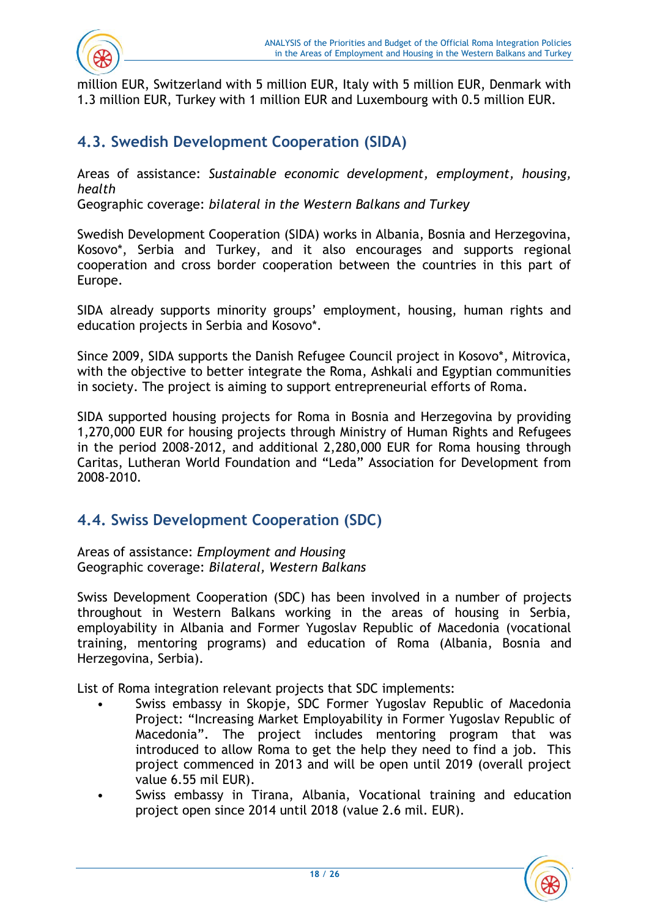million EUR, Switzerland with 5 million EUR, Italy with 5 million EUR, Denmark with 1.3 million EUR, Turkey with 1 million EUR and Luxembourg with 0.5 million EUR.

## 4.3. Swedish Development Cooperation (SIDA)

Areas of assistance: *Sustainable economic development, employment, housing, health*
Geographic coverage: *bilateral in the Western Balkans and Turkey*

Swedish Development Cooperation (SIDA) works in Albania, Bosnia and Herzegovina, Kosovo*, Serbia and Turkey, and it also encourages and supports regional cooperation and cross border cooperation between the countries in this part of Europe.

SIDA already supports minority groups' employment, housing, human rights and education projects in Serbia and Kosovo*.

Since 2009, SIDA supports the Danish Refugee Council project in Kosovo*, Mitrovica, with the objective to better integrate the Roma, Ashkali and Egyptian communities in society. The project is aiming to support entrepreneurial efforts of Roma.

SIDA supported housing projects for Roma in Bosnia and Herzegovina by providing 1,270,000 EUR for housing projects through Ministry of Human Rights and Refugees in the period 2008-2012, and additional 2,280,000 EUR for Roma housing through Caritas, Lutheran World Foundation and "Leda" Association for Development from 2008-2010.

## 4.4. Swiss Development Cooperation (SDC)

Areas of assistance: *Employment and Housing*
Geographic coverage: *Bilateral, Western Balkans*

Swiss Development Cooperation (SDC) has been involved in a number of projects throughout in Western Balkans working in the areas of housing in Serbia, employability in Albania and Former Yugoslav Republic of Macedonia (vocational training, mentoring programs) and education of Roma (Albania, Bosnia and Herzegovina, Serbia).

List of Roma integration relevant projects that SDC implements:

- Swiss embassy in Skopje, SDC Former Yugoslav Republic of Macedonia Project: "Increasing Market Employability in Former Yugoslav Republic of Macedonia". The project includes mentoring program that was introduced to allow Roma to get the help they need to find a job. This project commenced in 2013 and will be open until 2019 (overall project value 6.55 mil EUR).
- Swiss embassy in Tirana, Albania, Vocational training and education project open since 2014 until 2018 (value 2.6 mil. EUR).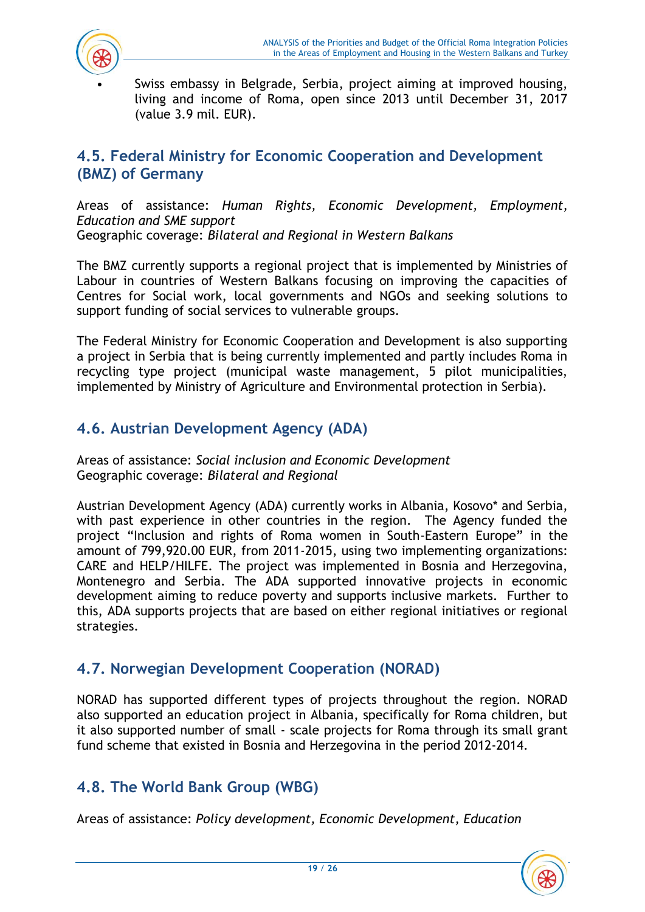- Swiss embassy in Belgrade, Serbia, project aiming at improved housing, living and income of Roma, open since 2013 until December 31, 2017 (value 3.9 mil. EUR).

## 4.5. Federal Ministry for Economic Cooperation and Development (BMZ) of Germany

Areas of assistance: *Human Rights, Economic Development, Employment, Education and SME support*
Geographic coverage: *Bilateral and Regional in Western Balkans*

The BMZ currently supports a regional project that is implemented by Ministries of Labour in countries of Western Balkans focusing on improving the capacities of Centres for Social work, local governments and NGOs and seeking solutions to support funding of social services to vulnerable groups.

The Federal Ministry for Economic Cooperation and Development is also supporting a project in Serbia that is being currently implemented and partly includes Roma in recycling type project (municipal waste management, 5 pilot municipalities, implemented by Ministry of Agriculture and Environmental protection in Serbia).

## 4.6. Austrian Development Agency (ADA)

Areas of assistance: *Social inclusion and Economic Development*
Geographic coverage: *Bilateral and Regional*

Austrian Development Agency (ADA) currently works in Albania, Kosovo* and Serbia, with past experience in other countries in the region. The Agency funded the project "Inclusion and rights of Roma women in South-Eastern Europe" in the amount of 799,920.00 EUR, from 2011-2015, using two implementing organizations: CARE and HELP/HILFE. The project was implemented in Bosnia and Herzegovina, Montenegro and Serbia. The ADA supported innovative projects in economic development aiming to reduce poverty and supports inclusive markets. Further to this, ADA supports projects that are based on either regional initiatives or regional strategies.

## 4.7. Norwegian Development Cooperation (NORAD)

NORAD has supported different types of projects throughout the region. NORAD also supported an education project in Albania, specifically for Roma children, but it also supported number of small - scale projects for Roma through its small grant fund scheme that existed in Bosnia and Herzegovina in the period 2012-2014.

## 4.8. The World Bank Group (WBG)

Areas of assistance: *Policy development, Economic Development, Education*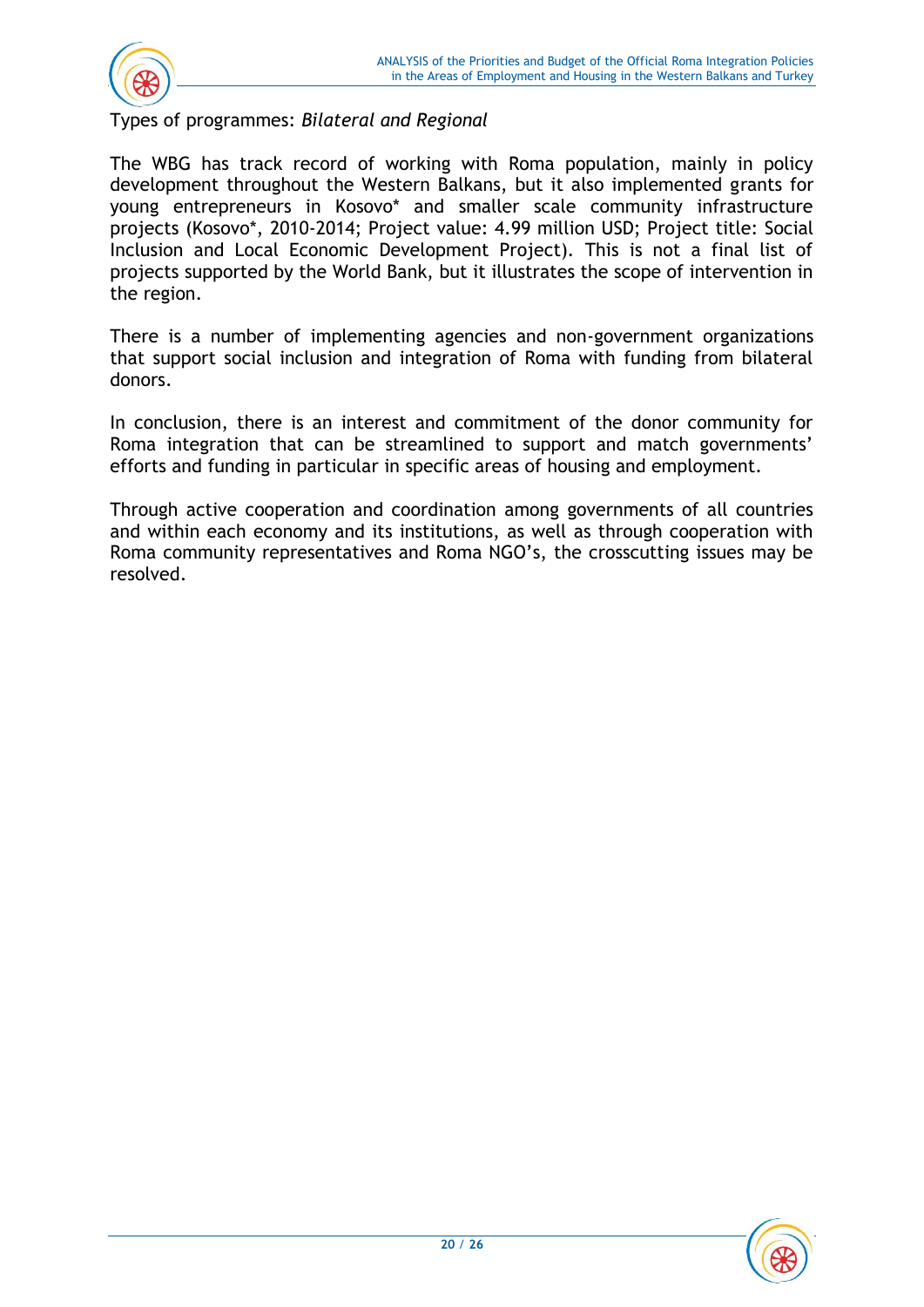Types of programmes: *Bilateral and Regional*

The WBG has track record of working with Roma population, mainly in policy development throughout the Western Balkans, but it also implemented grants for young entrepreneurs in Kosovo* and smaller scale community infrastructure projects (Kosovo*, 2010-2014; Project value: 4.99 million USD; Project title: Social Inclusion and Local Economic Development Project). This is not a final list of projects supported by the World Bank, but it illustrates the scope of intervention in the region.

There is a number of implementing agencies and non-government organizations that support social inclusion and integration of Roma with funding from bilateral donors.

In conclusion, there is an interest and commitment of the donor community for Roma integration that can be streamlined to support and match governments' efforts and funding in particular in specific areas of housing and employment.

Through active cooperation and coordination among governments of all countries and within each economy and its institutions, as well as through cooperation with Roma community representatives and Roma NGO's, the crosscutting issues may be resolved.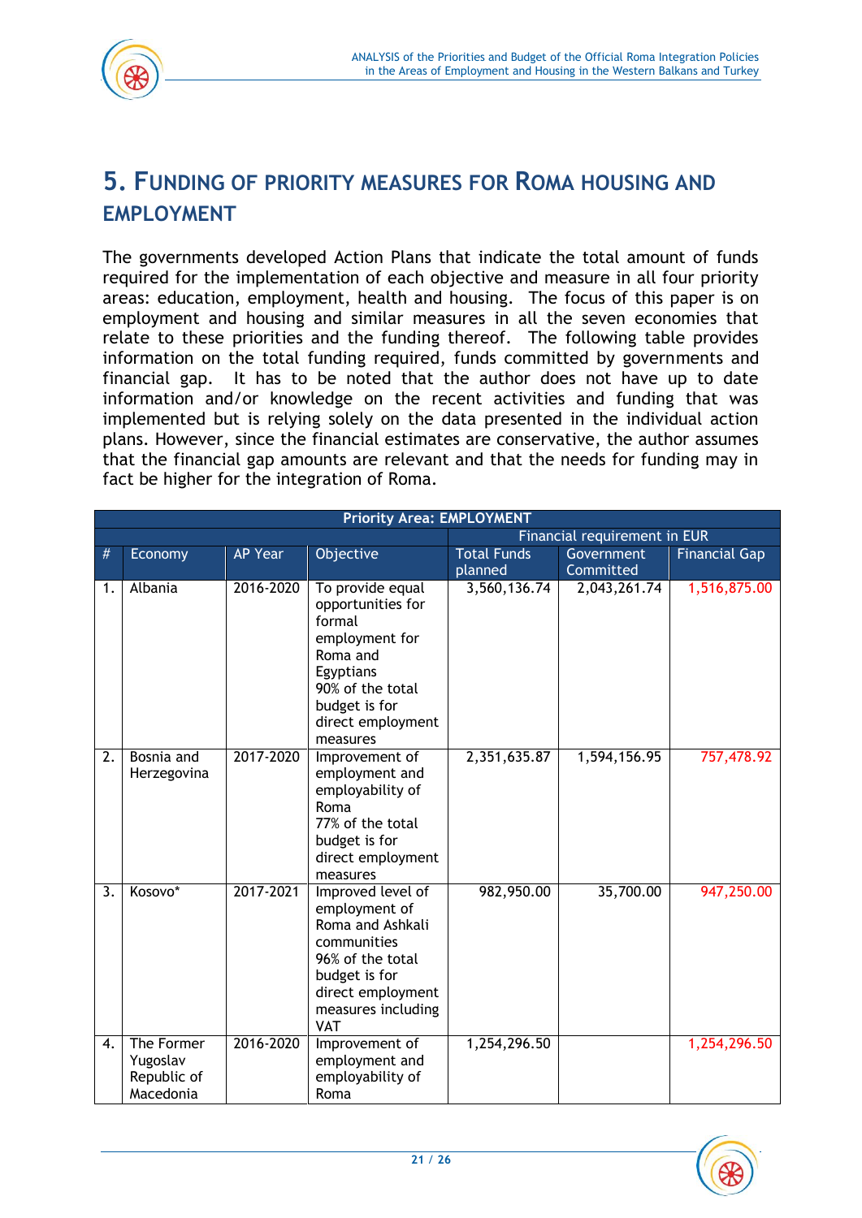# 5. FUNDING OF PRIORITY MEASURES FOR ROMA HOUSING AND EMPLOYMENT

The governments developed Action Plans that indicate the total amount of funds required for the implementation of each objective and measure in all four priority areas: education, employment, health and housing. The focus of this paper is on employment and housing and similar measures in all the seven economies that relate to these priorities and the funding thereof. The following table provides information on the total funding required, funds committed by governments and financial gap. It has to be noted that the author does not have up to date information and/or knowledge on the recent activities and funding that was implemented but is relying solely on the data presented in the individual action plans. However, since the financial estimates are conservative, the author assumes that the financial gap amounts are relevant and that the needs for funding may in fact be higher for the integration of Roma.

| Priority Area: EMPLOYMENT | | | | | | |
|---|---|---|---|---|---|---|
| | | | | Financial requirement in EUR | | |
| # | Economy | AP Year | Objective | Total Funds planned | Government Committed | Financial Gap |
| 1. | Albania | 2016-2020 | To provide equal opportunities for formal employment for Roma and Egyptians 90% of the total budget is for direct employment measures | 3,560,136.74 | 2,043,261.74 | 1,516,875.00 |
| 2. | Bosnia and Herzegovina | 2017-2020 | Improvement of employment and employability of Roma 77% of the total budget is for direct employment measures | 2,351,635.87 | 1,594,156.95 | 757,478.92 |
| 3. | Kosovo* | 2017-2021 | Improved level of employment of Roma and Ashkali communities 96% of the total budget is for direct employment measures including VAT | 982,950.00 | 35,700.00 | 947,250.00 |
| 4. | The Former Yugoslav Republic of Macedonia | 2016-2020 | Improvement of employment and employability of Roma | 1,254,296.50 | | 1,254,296.50 |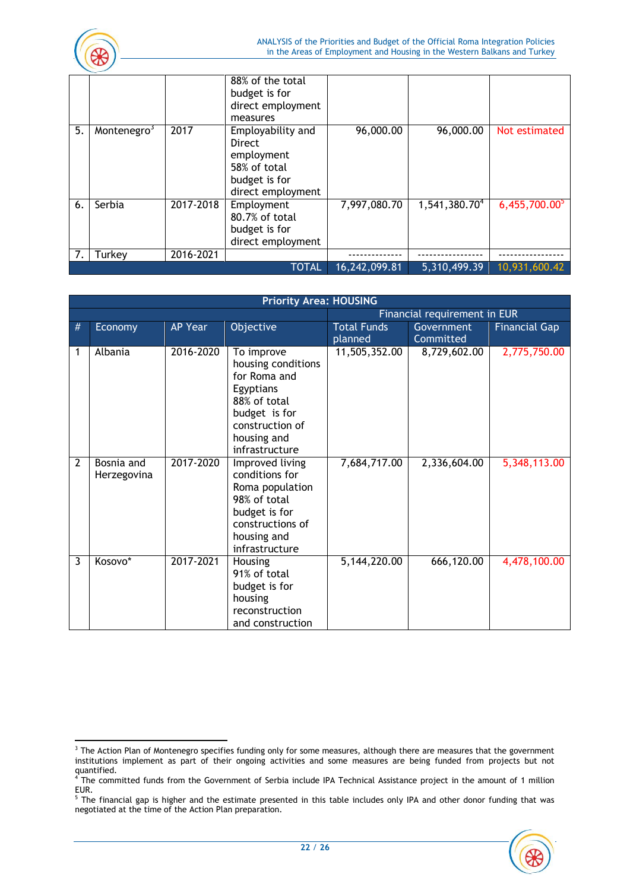| | | | | | | |
|---|---|---|---|---|---|---|
| | | | 88% of the total budget is for direct employment measures | | | |
| 5. | Montenegro[3] | 2017 | Employability and Direct employment 58% of total budget is for direct employment | 96,000.00 | 96,000.00 | Not estimated |
| 6. | Serbia | 2017-2018 | Employment 80.7% of total budget is for direct employment | 7,997,080.70 | 1,541,380.70[4] | 6,455,700.00[5] |
| 7. | Turkey | 2016-2021 | | -------------- | ----------------- | ----------------- |
| | | | TOTAL | 16,242,099.81 | 5,310,499.39 | 10,931,600.42 |

| Priority Area: HOUSING | | | | | | |
|---|---|---|---|---|---|---|
| | | | | Financial requirement in EUR | | |
| # | Economy | AP Year | Objective | Total Funds planned | Government Committed | Financial Gap |
| 1 | Albania | 2016-2020 | To improve housing conditions for Roma and Egyptians 88% of total budget is for construction of housing and infrastructure | 11,505,352.00 | 8,729,602.00 | 2,775,750.00 |
| 2 | Bosnia and Herzegovina | 2017-2020 | Improved living conditions for Roma population 98% of total budget is for constructions of housing and infrastructure | 7,684,717.00 | 2,336,604.00 | 5,348,113.00 |
| 3 | Kosovo* | 2017-2021 | Housing 91% of total budget is for housing reconstruction and construction | 5,144,220.00 | 666,120.00 | 4,478,100.00 |

---

[3] The Action Plan of Montenegro specifies funding only for some measures, although there are measures that the government institutions implement as part of their ongoing activities and some measures are being funded from projects but not quantified.

[4] The committed funds from the Government of Serbia include IPA Technical Assistance project in the amount of 1 million EUR.

[5] The financial gap is higher and the estimate presented in this table includes only IPA and other donor funding that was negotiated at the time of the Action Plan preparation.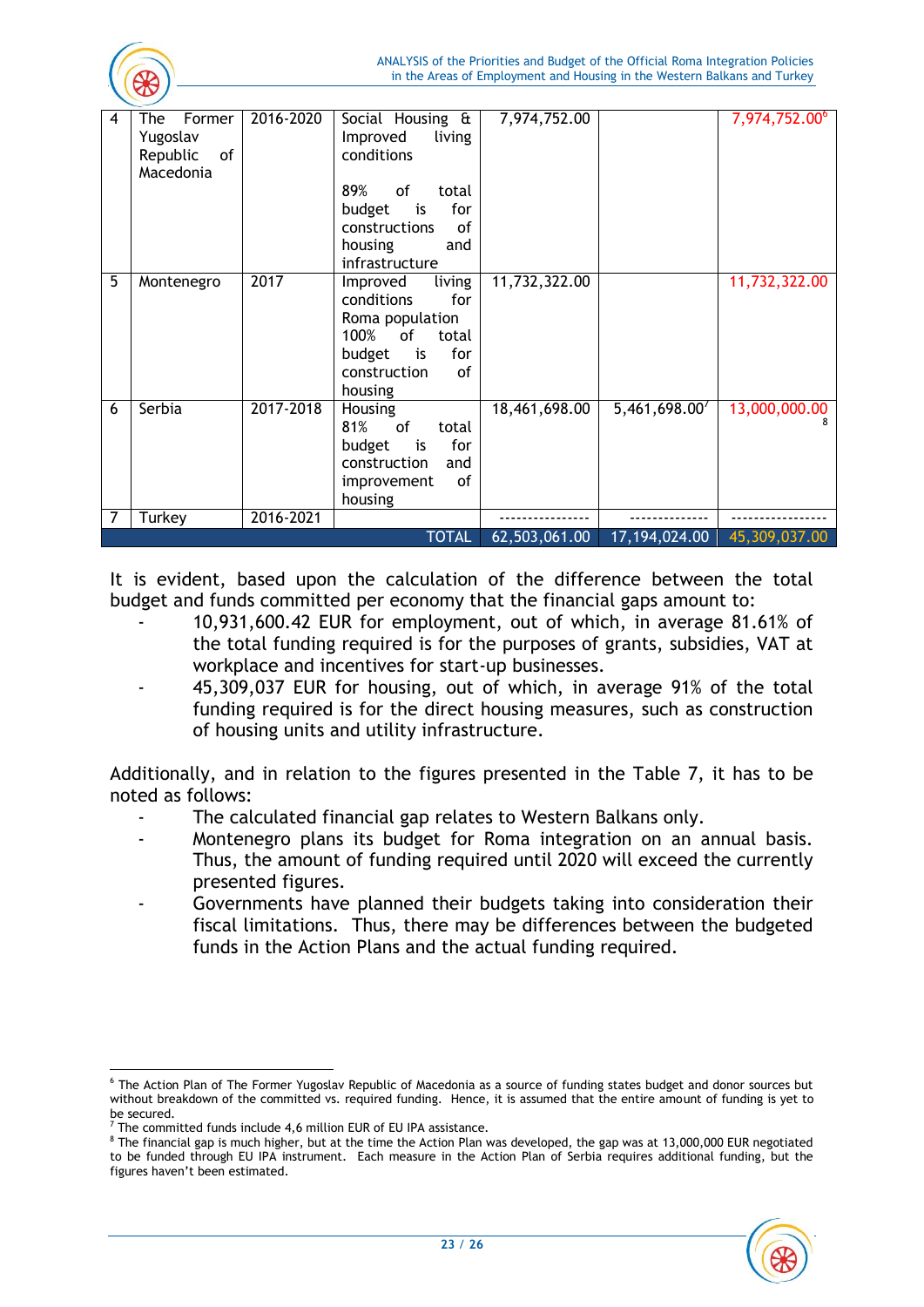| 4 | The Former Yugoslav Republic of Macedonia | 2016-2020 | Social Housing & Improved living conditions<br><br>89% of total budget is for constructions of housing and infrastructure | 7,974,752.00 | | 7,974,752.00[6] |
|---|---|---|---|---|---|---|
| 5 | Montenegro | 2017 | Improved living conditions for Roma population 100% of total budget is for construction of housing | 11,732,322.00 | | 11,732,322.00 |
| 6 | Serbia | 2017-2018 | Housing 81% of total budget is for construction and improvement of housing | 18,461,698.00 | 5,461,698.00[7] | 13,000,000.00[8] |
| 7 | Turkey | 2016-2021 | | ---------------- | -------------- | ----------------- |
| | | | TOTAL | 62,503,061.00 | 17,194,024.00 | 45,309,037.00 |

It is evident, based upon the calculation of the difference between the total budget and funds committed per economy that the financial gaps amount to:

- 10,931,600.42 EUR for employment, out of which, in average 81.61% of the total funding required is for the purposes of grants, subsidies, VAT at workplace and incentives for start-up businesses.
- 45,309,037 EUR for housing, out of which, in average 91% of the total funding required is for the direct housing measures, such as construction of housing units and utility infrastructure.

Additionally, and in relation to the figures presented in the Table 7, it has to be noted as follows:

- The calculated financial gap relates to Western Balkans only.
- Montenegro plans its budget for Roma integration on an annual basis. Thus, the amount of funding required until 2020 will exceed the currently presented figures.
- Governments have planned their budgets taking into consideration their fiscal limitations. Thus, there may be differences between the budgeted funds in the Action Plans and the actual funding required.

[6] The Action Plan of The Former Yugoslav Republic of Macedonia as a source of funding states budget and donor sources but without breakdown of the committed vs. required funding. Hence, it is assumed that the entire amount of funding is yet to be secured.

[7] The committed funds include 4,6 million EUR of EU IPA assistance.

[8] The financial gap is much higher, but at the time the Action Plan was developed, the gap was at 13,000,000 EUR negotiated to be funded through EU IPA instrument. Each measure in the Action Plan of Serbia requires additional funding, but the figures haven't been estimated.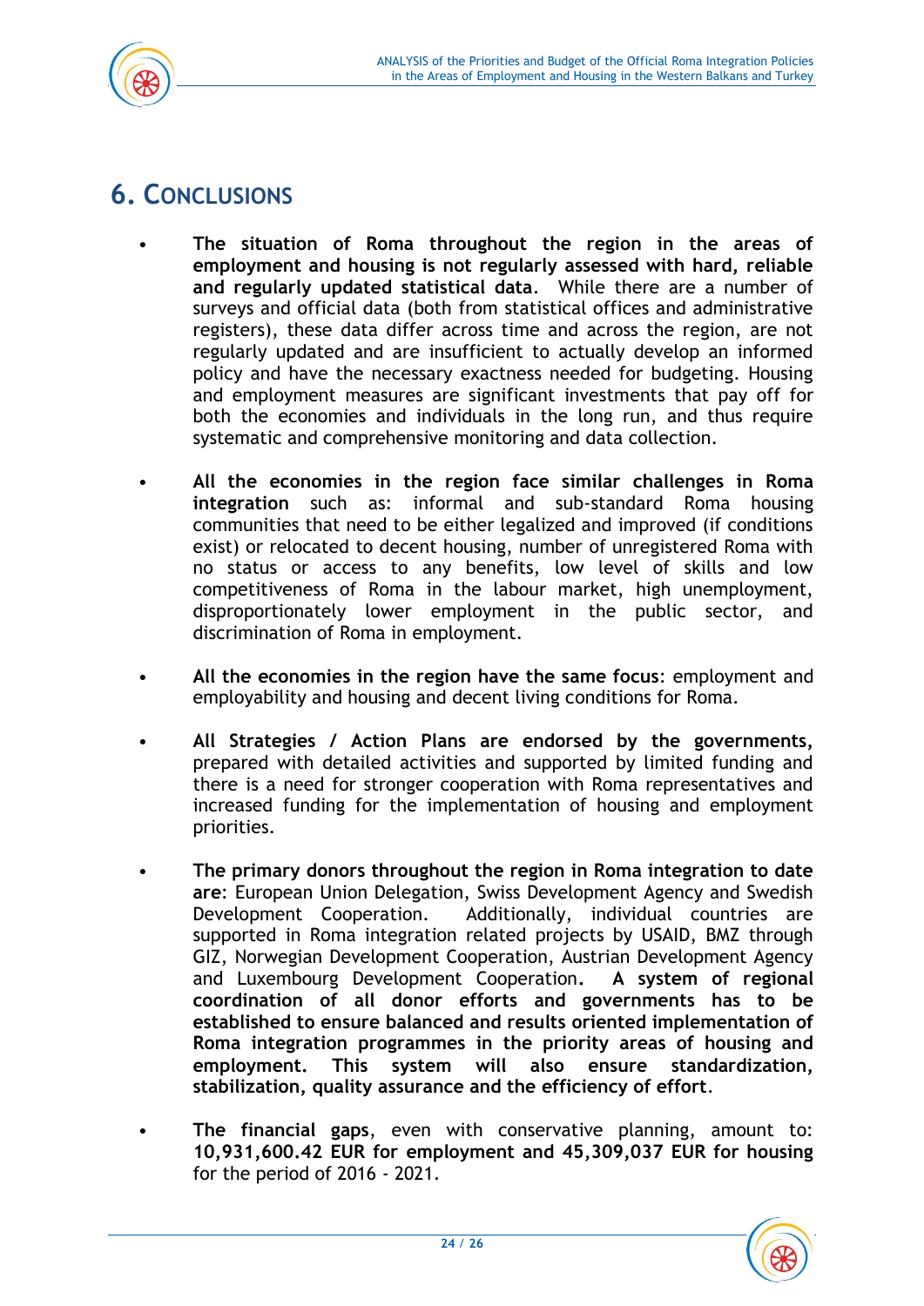# 6. CONCLUSIONS

- **The situation of Roma throughout the region in the areas of employment and housing is not regularly assessed with hard, reliable and regularly updated statistical data**. While there are a number of surveys and official data (both from statistical offices and administrative registers), these data differ across time and across the region, are not regularly updated and are insufficient to actually develop an informed policy and have the necessary exactness needed for budgeting. Housing and employment measures are significant investments that pay off for both the economies and individuals in the long run, and thus require systematic and comprehensive monitoring and data collection.

- **All the economies in the region face similar challenges in Roma integration** such as: informal and sub-standard Roma housing communities that need to be either legalized and improved (if conditions exist) or relocated to decent housing, number of unregistered Roma with no status or access to any benefits, low level of skills and low competitiveness of Roma in the labour market, high unemployment, disproportionately lower employment in the public sector, and discrimination of Roma in employment.

- **All the economies in the region have the same focus**: employment and employability and housing and decent living conditions for Roma.

- **All Strategies / Action Plans are endorsed by the governments,** prepared with detailed activities and supported by limited funding and there is a need for stronger cooperation with Roma representatives and increased funding for the implementation of housing and employment priorities.

- **The primary donors throughout the region in Roma integration to date are**: European Union Delegation, Swiss Development Agency and Swedish Development Cooperation. Additionally, individual countries are supported in Roma integration related projects by USAID, BMZ through GIZ, Norwegian Development Cooperation, Austrian Development Agency and Luxembourg Development Cooperation. **A system of regional coordination of all donor efforts and governments has to be established to ensure balanced and results oriented implementation of Roma integration programmes in the priority areas of housing and employment. This system will also ensure standardization, stabilization, quality assurance and the efficiency of effort**.

- **The financial gaps**, even with conservative planning, amount to: **10,931,600.42 EUR for employment and 45,309,037 EUR for housing** for the period of 2016 - 2021.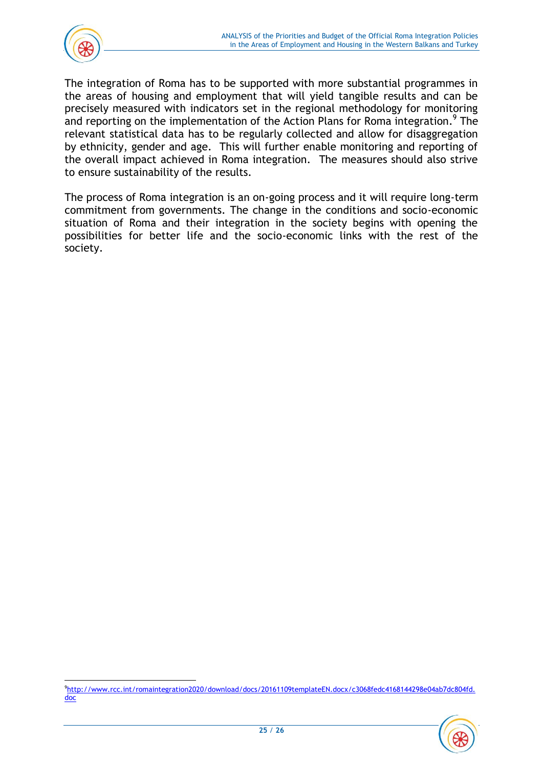The integration of Roma has to be supported with more substantial programmes in the areas of housing and employment that will yield tangible results and can be precisely measured with indicators set in the regional methodology for monitoring and reporting on the implementation of the Action Plans for Roma integration.[9] The relevant statistical data has to be regularly collected and allow for disaggregation by ethnicity, gender and age. This will further enable monitoring and reporting of the overall impact achieved in Roma integration. The measures should also strive to ensure sustainability of the results.

The process of Roma integration is an on-going process and it will require long-term commitment from governments. The change in the conditions and socio-economic situation of Roma and their integration in the society begins with opening the possibilities for better life and the socio-economic links with the rest of the society.

[9] http://www.rcc.int/romaintegration2020/download/docs/20161109templateEN.docx/c3068fedc4168144298e04ab7dc804fd.doc